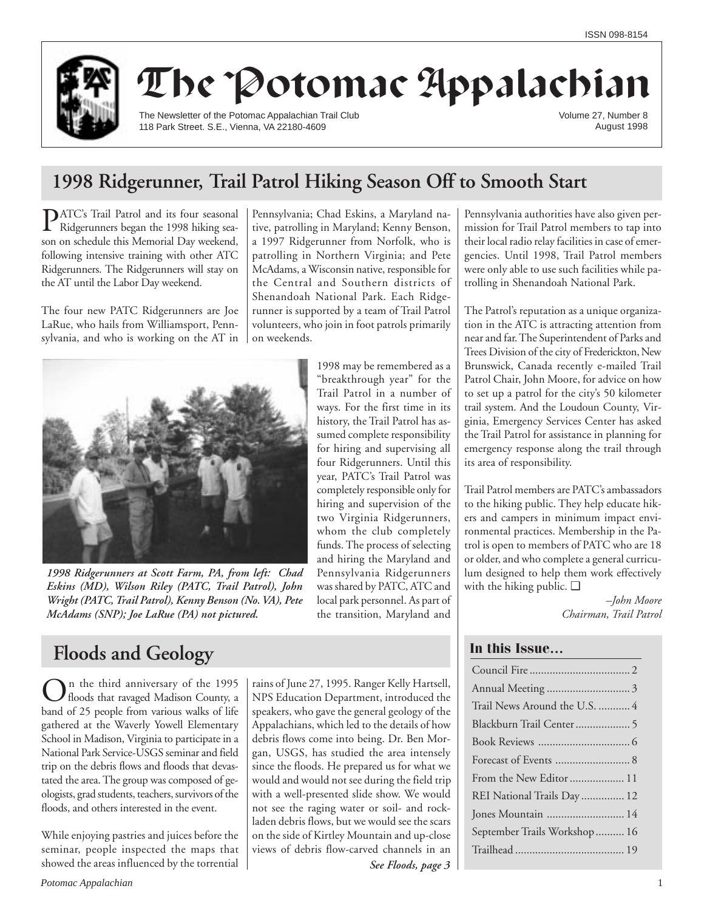ISSN 098-8154

# The Potomac Appalachian

The Newsletter of the Potomac Appalachian Trail Club
118 Park Street. S.E., Vienna, VA 22180-4609

Volume 27, Number 8
August 1998

## 1998 Ridgerunner, Trail Patrol Hiking Season Off to Smooth Start

PATC's Trail Patrol and its four seasonal Ridgerunners began the 1998 hiking season on schedule this Memorial Day weekend, following intensive training with other ATC Ridgerunners. The Ridgerunners will stay on the AT until the Labor Day weekend.

The four new PATC Ridgerunners are Joe LaRue, who hails from Williamsport, Pennsylvania, and who is working on the AT in Pennsylvania; Chad Eskins, a Maryland native, patrolling in Maryland; Kenny Benson, a 1997 Ridgerunner from Norfolk, who is patrolling in Northern Virginia; and Pete McAdams, a Wisconsin native, responsible for the Central and Southern districts of Shenandoah National Park. Each Ridgerunner is supported by a team of Trail Patrol volunteers, who join in foot patrols primarily on weekends.

*1998 Ridgerunners at Scott Farm, PA, from left: Chad Eskins (MD), Wilson Riley (PATC, Trail Patrol), John Wright (PATC, Trail Patrol), Kenny Benson (No. VA), Pete McAdams (SNP); Joe LaRue (PA) not pictured.*

1998 may be remembered as a "breakthrough year" for the Trail Patrol in a number of ways. For the first time in its history, the Trail Patrol has assumed complete responsibility for hiring and supervising all four Ridgerunners. Until this year, PATC's Trail Patrol was completely responsible only for hiring and supervision of the two Virginia Ridgerunners, whom the club completely funds. The process of selecting and hiring the Maryland and Pennsylvania Ridgerunners was shared by PATC, ATC and local park personnel. As part of the transition, Maryland and Pennsylvania authorities have also given permission for Trail Patrol members to tap into their local radio relay facilities in case of emergencies. Until 1998, Trail Patrol members were only able to use such facilities while patrolling in Shenandoah National Park.

The Patrol's reputation as a unique organization in the ATC is attracting attention from near and far. The Superintendent of Parks and Trees Division of the city of Frederickton, New Brunswick, Canada recently e-mailed Trail Patrol Chair, John Moore, for advice on how to set up a patrol for the city's 50 kilometer trail system. And the Loudoun County, Virginia, Emergency Services Center has asked the Trail Patrol for assistance in planning for emergency response along the trail through its area of responsibility.

Trail Patrol members are PATC's ambassadors to the hiking public. They help educate hikers and campers in minimum impact environmental practices. Membership in the Patrol is open to members of PATC who are 18 or older, and who complete a general curriculum designed to help them work effectively with the hiking public. ❑

*–John Moore*
*Chairman, Trail Patrol*

## Floods and Geology

On the third anniversary of the 1995 floods that ravaged Madison County, a band of 25 people from various walks of life gathered at the Waverly Yowell Elementary School in Madison, Virginia to participate in a National Park Service-USGS seminar and field trip on the debris flows and floods that devastated the area. The group was composed of geologists, grad students, teachers, survivors of the floods, and others interested in the event.

While enjoying pastries and juices before the seminar, people inspected the maps that showed the areas influenced by the torrential rains of June 27, 1995. Ranger Kelly Hartsell, NPS Education Department, introduced the speakers, who gave the general geology of the Appalachians, which led to the details of how debris flows come into being. Dr. Ben Morgan, USGS, has studied the area intensely since the floods. He prepared us for what we would and would not see during the field trip with a well-presented slide show. We would not see the raging water or soil- and rock-laden debris flows, but we would see the scars on the side of Kirtley Mountain and up-close views of debris flow-carved channels in an

***See Floods, page 3***

### In this Issue...

| | |
|---|---|
| Council Fire | 2 |
| Annual Meeting | 3 |
| Trail News Around the U.S. | 4 |
| Blackburn Trail Center | 5 |
| Book Reviews | 6 |
| Forecast of Events | 8 |
| From the New Editor | 11 |
| REI National Trails Day | 12 |
| Jones Mountain | 14 |
| September Trails Workshop | 16 |
| Trailhead | 19 |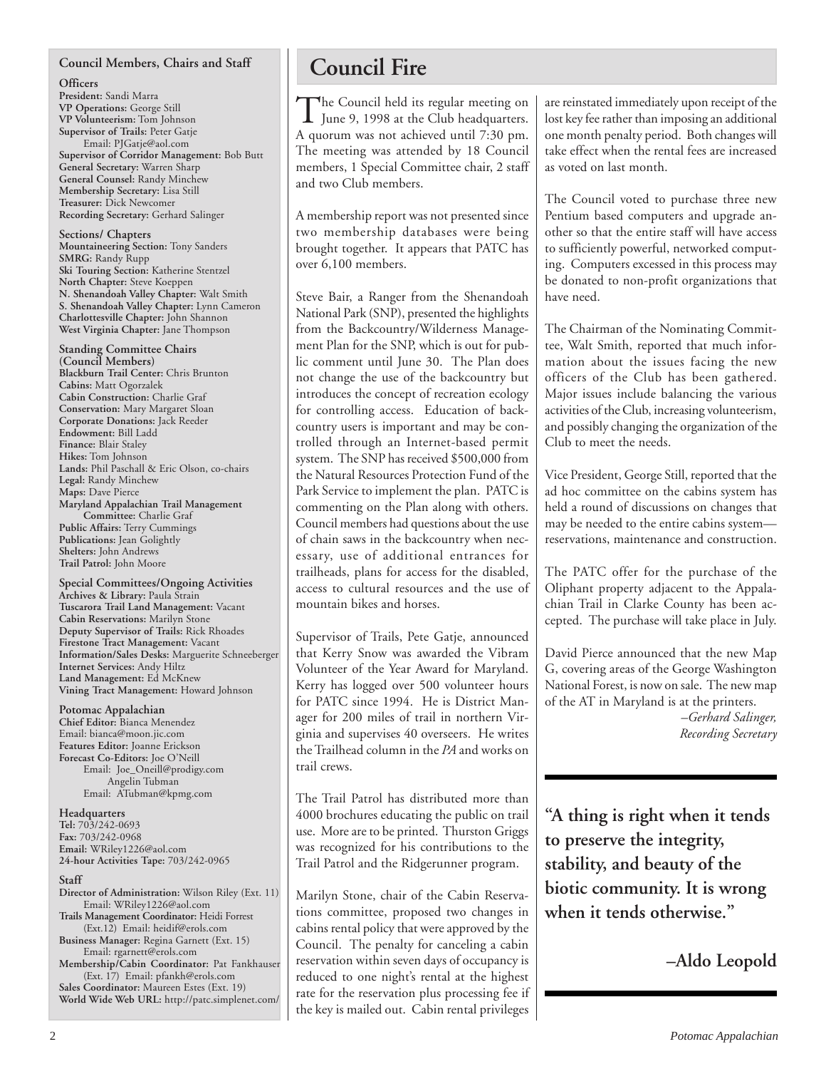## Council Members, Chairs and Staff

**Officers**
**President:** Sandi Marra
**VP Operations:** George Still
**VP Volunteerism:** Tom Johnson
**Supervisor of Trails:** Peter Gatje
Email: PJGatje@aol.com
**Supervisor of Corridor Management:** Bob Butt
**General Secretary:** Warren Sharp
**General Counsel:** Randy Minchew
**Membership Secretary:** Lisa Still
**Treasurer:** Dick Newcomer
**Recording Secretary:** Gerhard Salinger

**Sections/ Chapters**
**Mountaineering Section:** Tony Sanders
**SMRG:** Randy Rupp
**Ski Touring Section:** Katherine Stentzel
**North Chapter:** Steve Koeppen
**N. Shenandoah Valley Chapter:** Walt Smith
**S. Shenandoah Valley Chapter:** Lynn Cameron
**Charlottesville Chapter:** John Shannon
**West Virginia Chapter:** Jane Thompson

**Standing Committee Chairs (Council Members)**
**Blackburn Trail Center:** Chris Brunton
**Cabins:** Matt Ogorzalek
**Cabin Construction:** Charlie Graf
**Conservation:** Mary Margaret Sloan
**Corporate Donations:** Jack Reeder
**Endowment:** Bill Ladd
**Finance:** Blair Staley
**Hikes:** Tom Johnson
**Lands:** Phil Paschall & Eric Olson, co-chairs
**Legal:** Randy Minchew
**Maps:** Dave Pierce
**Maryland Appalachian Trail Management Committee:** Charlie Graf
**Public Affairs:** Terry Cummings
**Publications:** Jean Golightly
**Shelters:** John Andrews
**Trail Patrol:** John Moore

**Special Committees/Ongoing Activities**
**Archives & Library:** Paula Strain
**Tuscarora Trail Land Management:** Vacant
**Cabin Reservations:** Marilyn Stone
**Deputy Supervisor of Trails:** Rick Rhoades
**Firestone Tract Management:** Vacant
**Information/Sales Desks:** Marguerite Schneeberger
**Internet Services:** Andy Hiltz
**Land Management:** Ed McKnew
**Vining Tract Management:** Howard Johnson

**Potomac Appalachian**
**Chief Editor:** Bianca Menendez
Email: bianca@moon.jic.com
**Features Editor:** Joanne Erickson
**Forecast Co-Editors:** Joe O'Neill
Email: Joe_Oneill@prodigy.com
Angelin Tubman
Email: ATubman@kpmg.com

**Headquarters**
**Tel:** 703/242-0693
**Fax:** 703/242-0968
**Email:** WRiley1226@aol.com
**24-hour Activities Tape:** 703/242-0965

**Staff**
**Director of Administration:** Wilson Riley (Ext. 11)
Email: WRiley1226@aol.com
**Trails Management Coordinator:** Heidi Forrest (Ext.12) Email: heidif@erols.com
**Business Manager:** Regina Garnett (Ext. 15)
Email: rgarnett@erols.com
**Membership/Cabin Coordinator:** Pat Fankhauser (Ext. 17) Email: pfankh@erols.com
**Sales Coordinator:** Maureen Estes (Ext. 19)
**World Wide Web URL:** http://patc.simplenet.com/

# Council Fire

The Council held its regular meeting on June 9, 1998 at the Club headquarters. A quorum was not achieved until 7:30 pm. The meeting was attended by 18 Council members, 1 Special Committee chair, 2 staff and two Club members.

A membership report was not presented since two membership databases were being brought together. It appears that PATC has over 6,100 members.

Steve Bair, a Ranger from the Shenandoah National Park (SNP), presented the highlights from the Backcountry/Wilderness Management Plan for the SNP, which is out for public comment until June 30. The Plan does not change the use of the backcountry but introduces the concept of recreation ecology for controlling access. Education of backcountry users is important and may be controlled through an Internet-based permit system. The SNP has received $500,000 from the Natural Resources Protection Fund of the Park Service to implement the plan. PATC is commenting on the Plan along with others. Council members had questions about the use of chain saws in the backcountry when necessary, use of additional entrances for trailheads, plans for access for the disabled, access to cultural resources and the use of mountain bikes and horses.

Supervisor of Trails, Pete Gatje, announced that Kerry Snow was awarded the Vibram Volunteer of the Year Award for Maryland. Kerry has logged over 500 volunteer hours for PATC since 1994. He is District Manager for 200 miles of trail in northern Virginia and supervises 40 overseers. He writes the Trailhead column in the *PA* and works on trail crews.

The Trail Patrol has distributed more than 4000 brochures educating the public on trail use. More are to be printed. Thurston Griggs was recognized for his contributions to the Trail Patrol and the Ridgerunner program.

Marilyn Stone, chair of the Cabin Reservations committee, proposed two changes in cabins rental policy that were approved by the Council. The penalty for canceling a cabin reservation within seven days of occupancy is reduced to one night's rental at the highest rate for the reservation plus processing fee if the key is mailed out. Cabin rental privileges are reinstated immediately upon receipt of the lost key fee rather than imposing an additional one month penalty period. Both changes will take effect when the rental fees are increased as voted on last month.

The Council voted to purchase three new Pentium based computers and upgrade another so that the entire staff will have access to sufficiently powerful, networked computing. Computers excessed in this process may be donated to non-profit organizations that have need.

The Chairman of the Nominating Committee, Walt Smith, reported that much information about the issues facing the new officers of the Club has been gathered. Major issues include balancing the various activities of the Club, increasing volunteerism, and possibly changing the organization of the Club to meet the needs.

Vice President, George Still, reported that the ad hoc committee on the cabins system has held a round of discussions on changes that may be needed to the entire cabins system—reservations, maintenance and construction.

The PATC offer for the purchase of the Oliphant property adjacent to the Appalachian Trail in Clarke County has been accepted. The purchase will take place in July.

David Pierce announced that the new Map G, covering areas of the George Washington National Forest, is now on sale. The new map of the AT in Maryland is at the printers.

*–Gerhard Salinger, Recording Secretary*

**"A thing is right when it tends to preserve the integrity, stability, and beauty of the biotic community. It is wrong when it tends otherwise."**

**–Aldo Leopold**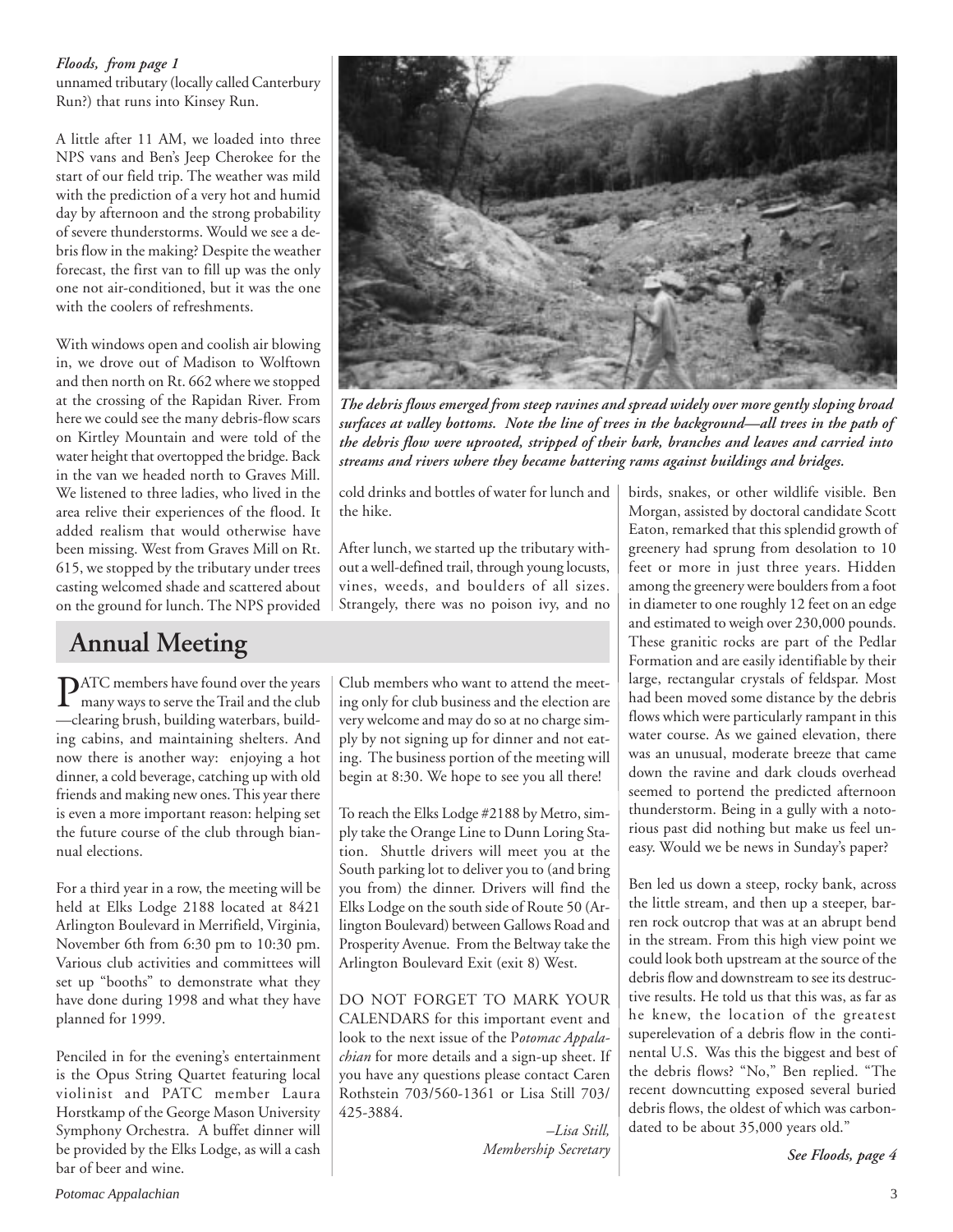*Floods, from page 1*

unnamed tributary (locally called Canterbury Run?) that runs into Kinsey Run.

A little after 11 AM, we loaded into three NPS vans and Ben's Jeep Cherokee for the start of our field trip. The weather was mild with the prediction of a very hot and humid day by afternoon and the strong probability of severe thunderstorms. Would we see a debris flow in the making? Despite the weather forecast, the first van to fill up was the only one not air-conditioned, but it was the one with the coolers of refreshments.

With windows open and coolish air blowing in, we drove out of Madison to Wolftown and then north on Rt. 662 where we stopped at the crossing of the Rapidan River. From here we could see the many debris-flow scars on Kirtley Mountain and were told of the water height that overtopped the bridge. Back in the van we headed north to Graves Mill. We listened to three ladies, who lived in the area relive their experiences of the flood. It added realism that would otherwise have been missing. West from Graves Mill on Rt. 615, we stopped by the tributary under trees casting welcomed shade and scattered about on the ground for lunch. The NPS provided cold drinks and bottles of water for lunch and the hike.

*The debris flows emerged from steep ravines and spread widely over more gently sloping broad surfaces at valley bottoms. Note the line of trees in the background—all trees in the path of the debris flow were uprooted, stripped of their bark, branches and leaves and carried into streams and rivers where they became battering rams against buildings and bridges.*

After lunch, we started up the tributary without a well-defined trail, through young locusts, vines, weeds, and boulders of all sizes. Strangely, there was no poison ivy, and no birds, snakes, or other wildlife visible. Ben Morgan, assisted by doctoral candidate Scott Eaton, remarked that this splendid growth of greenery had sprung from desolation to 10 feet or more in just three years. Hidden among the greenery were boulders from a foot in diameter to one roughly 12 feet on an edge and estimated to weigh over 230,000 pounds. These granitic rocks are part of the Pedlar Formation and are easily identifiable by their large, rectangular crystals of feldspar. Most had been moved some distance by the debris flows which were particularly rampant in this water course. As we gained elevation, there was an unusual, moderate breeze that came down the ravine and dark clouds overhead seemed to portend the predicted afternoon thunderstorm. Being in a gully with a notorious past did nothing but make us feel uneasy. Would we be news in Sunday's paper?

Ben led us down a steep, rocky bank, across the little stream, and then up a steeper, barren rock outcrop that was at an abrupt bend in the stream. From this high view point we could look both upstream at the source of the debris flow and downstream to see its destructive results. He told us that this was, as far as he knew, the location of the greatest superelevation of a debris flow in the continental U.S. Was this the biggest and best of the debris flows? "No," Ben replied. "The recent downcutting exposed several buried debris flows, the oldest of which was carbon-dated to be about 35,000 years old."

***See Floods, page 4***

## Annual Meeting

PATC members have found over the years many ways to serve the Trail and the club—clearing brush, building waterbars, building cabins, and maintaining shelters. And now there is another way: enjoying a hot dinner, a cold beverage, catching up with old friends and making new ones. This year there is even a more important reason: helping set the future course of the club through biannual elections.

For a third year in a row, the meeting will be held at Elks Lodge 2188 located at 8421 Arlington Boulevard in Merrifield, Virginia, November 6th from 6:30 pm to 10:30 pm. Various club activities and committees will set up "booths" to demonstrate what they have done during 1998 and what they have planned for 1999.

Penciled in for the evening's entertainment is the Opus String Quartet featuring local violinist and PATC member Laura Horstkamp of the George Mason University Symphony Orchestra. A buffet dinner will be provided by the Elks Lodge, as will a cash bar of beer and wine.

Club members who want to attend the meeting only for club business and the election are very welcome and may do so at no charge simply by not signing up for dinner and not eating. The business portion of the meeting will begin at 8:30. We hope to see you all there!

To reach the Elks Lodge #2188 by Metro, simply take the Orange Line to Dunn Loring Station. Shuttle drivers will meet you at the South parking lot to deliver you to (and bring you from) the dinner. Drivers will find the Elks Lodge on the south side of Route 50 (Arlington Boulevard) between Gallows Road and Prosperity Avenue. From the Beltway take the Arlington Boulevard Exit (exit 8) West.

DO NOT FORGET TO MARK YOUR CALENDARS for this important event and look to the next issue of the *Potomac Appalachian* for more details and a sign-up sheet. If you have any questions please contact Caren Rothstein 703/560-1361 or Lisa Still 703/425-3884.

*–Lisa Still,*
*Membership Secretary*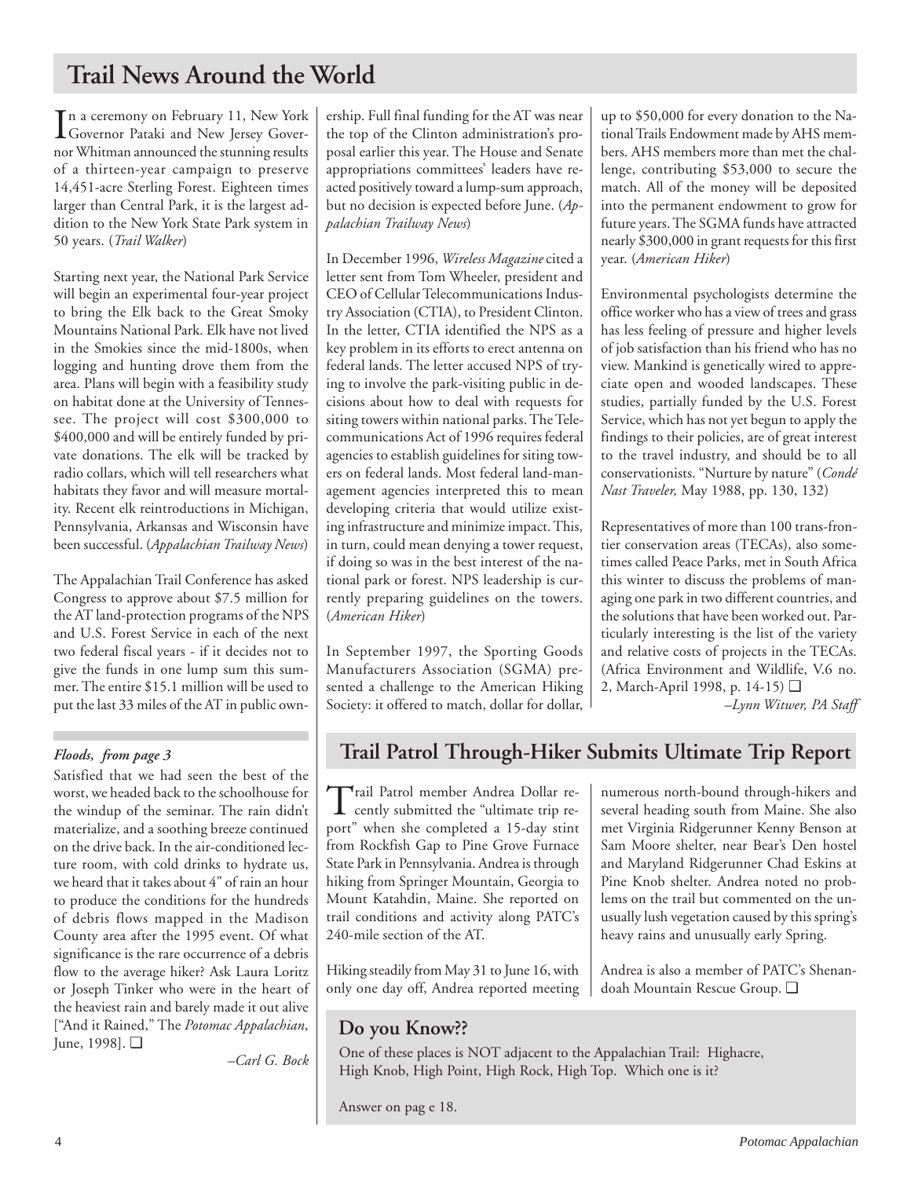# Trail News Around the World

In a ceremony on February 11, New York Governor Pataki and New Jersey Governor Whitman announced the stunning results of a thirteen-year campaign to preserve 14,451-acre Sterling Forest. Eighteen times larger than Central Park, it is the largest addition to the New York State Park system in 50 years. (*Trail Walker*)

Starting next year, the National Park Service will begin an experimental four-year project to bring the Elk back to the Great Smoky Mountains National Park. Elk have not lived in the Smokies since the mid-1800s, when logging and hunting drove them from the area. Plans will begin with a feasibility study on habitat done at the University of Tennessee. The project will cost $300,000 to $400,000 and will be entirely funded by private donations. The elk will be tracked by radio collars, which will tell researchers what habitats they favor and will measure mortality. Recent elk reintroductions in Michigan, Pennsylvania, Arkansas and Wisconsin have been successful. (*Appalachian Trailway News*)

The Appalachian Trail Conference has asked Congress to approve about $7.5 million for the AT land-protection programs of the NPS and U.S. Forest Service in each of the next two federal fiscal years - if it decides not to give the funds in one lump sum this summer. The entire $15.1 million will be used to put the last 33 miles of the AT in public ownership. Full final funding for the AT was near the top of the Clinton administration's proposal earlier this year. The House and Senate appropriations committees' leaders have reacted positively toward a lump-sum approach, but no decision is expected before June. (*Appalachian Trailway News*)

In December 1996, *Wireless Magazine* cited a letter sent from Tom Wheeler, president and CEO of Cellular Telecommunications Industry Association (CTIA), to President Clinton. In the letter, CTIA identified the NPS as a key problem in its efforts to erect antenna on federal lands. The letter accused NPS of trying to involve the park-visiting public in decisions about how to deal with requests for siting towers within national parks. The Telecommunications Act of 1996 requires federal agencies to establish guidelines for siting towers on federal lands. Most federal land-management agencies interpreted this to mean developing criteria that would utilize existing infrastructure and minimize impact. This, in turn, could mean denying a tower request, if doing so was in the best interest of the national park or forest. NPS leadership is currently preparing guidelines on the towers. (*American Hiker*)

In September 1997, the Sporting Goods Manufacturers Association (SGMA) presented a challenge to the American Hiking Society: it offered to match, dollar for dollar, up to $50,000 for every donation to the National Trails Endowment made by AHS members. AHS members more than met the challenge, contributing $53,000 to secure the match. All of the money will be deposited into the permanent endowment to grow for future years. The SGMA funds have attracted nearly $300,000 in grant requests for this first year. (*American Hiker*)

Environmental psychologists determine the office worker who has a view of trees and grass has less feeling of pressure and higher levels of job satisfaction than his friend who has no view. Mankind is genetically wired to appreciate open and wooded landscapes. These studies, partially funded by the U.S. Forest Service, which has not yet begun to apply the findings to their policies, are of great interest to the travel industry, and should be to all conservationists. "Nurture by nature" (*Condé Nast Traveler,* May 1988, pp. 130, 132)

Representatives of more than 100 trans-frontier conservation areas (TECAs), also sometimes called Peace Parks, met in South Africa this winter to discuss the problems of managing one park in two different countries, and the solutions that have been worked out. Particularly interesting is the list of the variety and relative costs of projects in the TECAs. (Africa Environment and Wildlife, V.6 no. 2, March-April 1998, p. 14-15) ❑

*–Lynn Witwer, PA Staff*

---

***Floods, from page 3***

Satisfied that we had seen the best of the worst, we headed back to the schoolhouse for the windup of the seminar. The rain didn't materialize, and a soothing breeze continued on the drive back. In the air-conditioned lecture room, with cold drinks to hydrate us, we heard that it takes about 4" of rain an hour to produce the conditions for the hundreds of debris flows mapped in the Madison County area after the 1995 event. Of what significance is the rare occurrence of a debris flow to the average hiker? Ask Laura Loritz or Joseph Tinker who were in the heart of the heaviest rain and barely made it out alive ["And it Rained," The *Potomac Appalachian*, June, 1998]. ❑

*–Carl G. Bock*

## Trail Patrol Through-Hiker Submits Ultimate Trip Report

Trail Patrol member Andrea Dollar recently submitted the "ultimate trip report" when she completed a 15-day stint from Rockfish Gap to Pine Grove Furnace State Park in Pennsylvania. Andrea is through hiking from Springer Mountain, Georgia to Mount Katahdin, Maine. She reported on trail conditions and activity along PATC's 240-mile section of the AT.

Hiking steadily from May 31 to June 16, with only one day off, Andrea reported meeting numerous north-bound through-hikers and several heading south from Maine. She also met Virginia Ridgerunner Kenny Benson at Sam Moore shelter, near Bear's Den hostel and Maryland Ridgerunner Chad Eskins at Pine Knob shelter. Andrea noted no problems on the trail but commented on the unusually lush vegetation caused by this spring's heavy rains and unusually early Spring.

Andrea is also a member of PATC's Shenandoah Mountain Rescue Group. ❑

### Do you Know??

One of these places is NOT adjacent to the Appalachian Trail: Highacre, High Knob, High Point, High Rock, High Top. Which one is it?

Answer on pag e 18.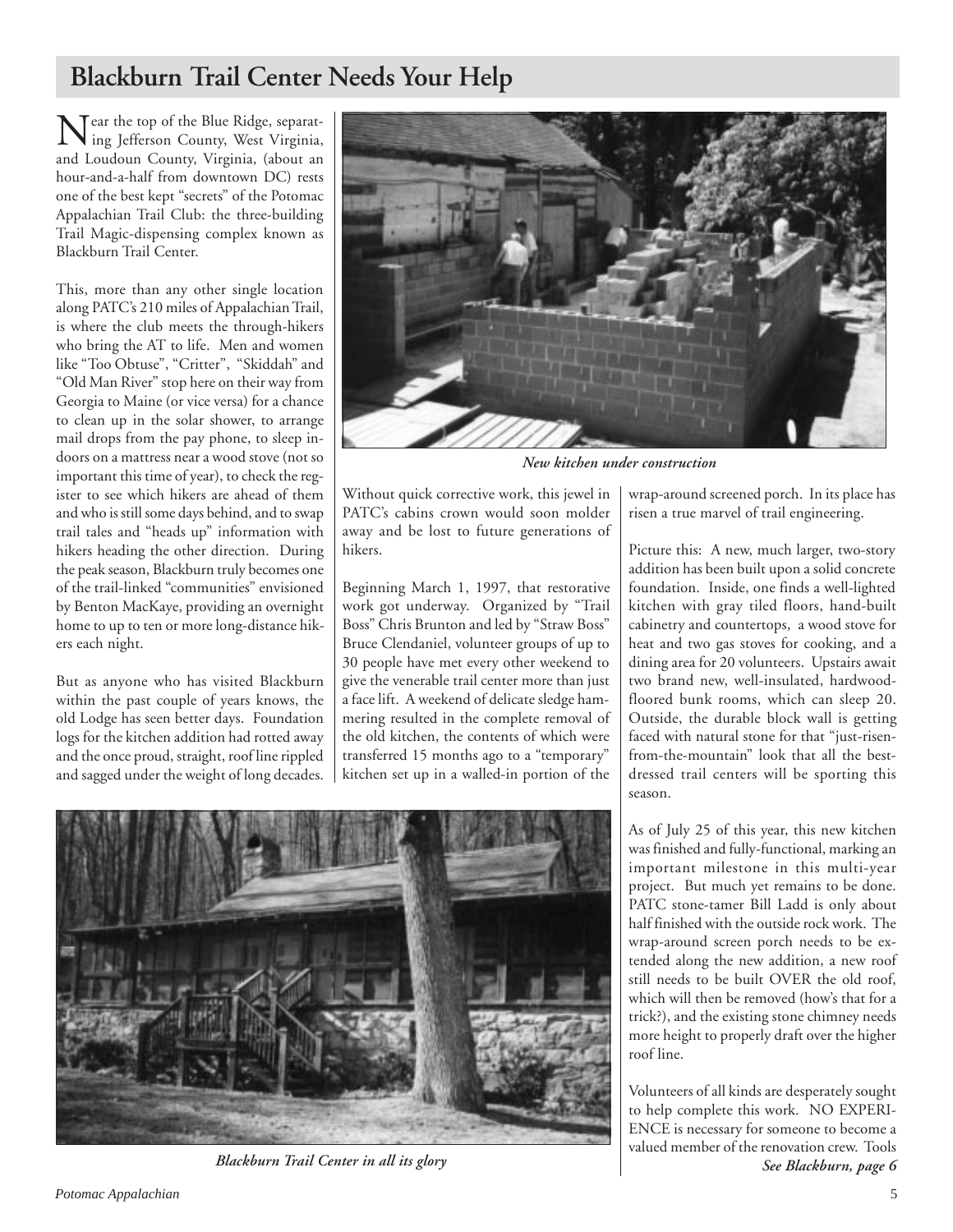## Blackburn Trail Center Needs Your Help

Near the top of the Blue Ridge, separating Jefferson County, West Virginia, and Loudoun County, Virginia, (about an hour-and-a-half from downtown DC) rests one of the best kept "secrets" of the Potomac Appalachian Trail Club: the three-building Trail Magic-dispensing complex known as Blackburn Trail Center.

This, more than any other single location along PATC's 210 miles of Appalachian Trail, is where the club meets the through-hikers who bring the AT to life. Men and women like "Too Obtuse", "Critter", "Skiddah" and "Old Man River" stop here on their way from Georgia to Maine (or vice versa) for a chance to clean up in the solar shower, to arrange mail drops from the pay phone, to sleep indoors on a mattress near a wood stove (not so important this time of year), to check the register to see which hikers are ahead of them and who is still some days behind, and to swap trail tales and "heads up" information with hikers heading the other direction. During the peak season, Blackburn truly becomes one of the trail-linked "communities" envisioned by Benton MacKaye, providing an overnight home to up to ten or more long-distance hikers each night.

But as anyone who has visited Blackburn within the past couple of years knows, the old Lodge has seen better days. Foundation logs for the kitchen addition had rotted away and the once proud, straight, roof line rippled and sagged under the weight of long decades.

***New kitchen under construction***

Without quick corrective work, this jewel in PATC's cabins crown would soon molder away and be lost to future generations of hikers.

Beginning March 1, 1997, that restorative work got underway. Organized by "Trail Boss" Chris Brunton and led by "Straw Boss" Bruce Clendaniel, volunteer groups of up to 30 people have met every other weekend to give the venerable trail center more than just a face lift. A weekend of delicate sledge hammering resulted in the complete removal of the old kitchen, the contents of which were transferred 15 months ago to a "temporary" kitchen set up in a walled-in portion of the wrap-around screened porch. In its place has risen a true marvel of trail engineering.

Picture this: A new, much larger, two-story addition has been built upon a solid concrete foundation. Inside, one finds a well-lighted kitchen with gray tiled floors, hand-built cabinetry and countertops, a wood stove for heat and two gas stoves for cooking, and a dining area for 20 volunteers. Upstairs await two brand new, well-insulated, hardwood-floored bunk rooms, which can sleep 20. Outside, the durable block wall is getting faced with natural stone for that "just-risen-from-the-mountain" look that all the best-dressed trail centers will be sporting this season.

As of July 25 of this year, this new kitchen was finished and fully-functional, marking an important milestone in this multi-year project. But much yet remains to be done. PATC stone-tamer Bill Ladd is only about half finished with the outside rock work. The wrap-around screen porch needs to be extended along the new addition, a new roof still needs to be built OVER the old roof, which will then be removed (how's that for a trick?), and the existing stone chimney needs more height to properly draft over the higher roof line.

Volunteers of all kinds are desperately sought to help complete this work. NO EXPERIENCE is necessary for someone to become a valued member of the renovation crew. Tools

***See Blackburn, page 6***

***Blackburn Trail Center in all its glory***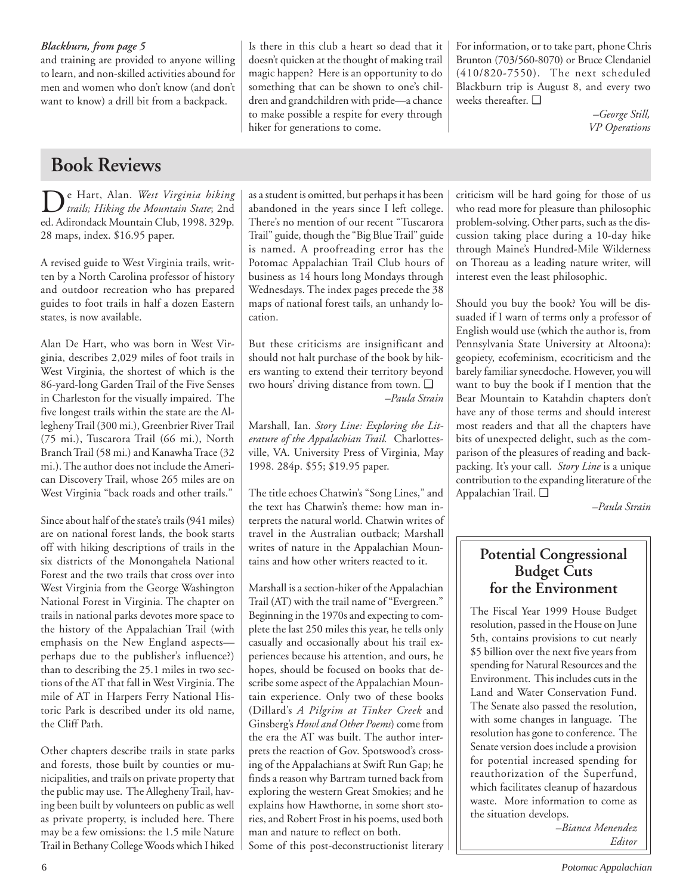***Blackburn, from page 5***

and training are provided to anyone willing to learn, and non-skilled activities abound for men and women who don't know (and don't want to know) a drill bit from a backpack.

Is there in this club a heart so dead that it doesn't quicken at the thought of making trail magic happen? Here is an opportunity to do something that can be shown to one's children and grandchildren with pride—a chance to make possible a respite for every through hiker for generations to come.

For information, or to take part, phone Chris Brunton (703/560-8070) or Bruce Clendaniel (410/820-7550). The next scheduled Blackburn trip is August 8, and every two weeks thereafter. ❑

*–George Still,*
*VP Operations*

# Book Reviews

De Hart, Alan. *West Virginia hiking trails; Hiking the Mountain State*; 2nd ed. Adirondack Mountain Club, 1998. 329p. 28 maps, index. $16.95 paper.

A revised guide to West Virginia trails, written by a North Carolina professor of history and outdoor recreation who has prepared guides to foot trails in half a dozen Eastern states, is now available.

Alan De Hart, who was born in West Virginia, describes 2,029 miles of foot trails in West Virginia, the shortest of which is the 86-yard-long Garden Trail of the Five Senses in Charleston for the visually impaired. The five longest trails within the state are the Allegheny Trail (300 mi.), Greenbrier River Trail (75 mi.), Tuscarora Trail (66 mi.), North Branch Trail (58 mi.) and Kanawha Trace (32 mi.). The author does not include the American Discovery Trail, whose 265 miles are on West Virginia "back roads and other trails."

Since about half of the state's trails (941 miles) are on national forest lands, the book starts off with hiking descriptions of trails in the six districts of the Monongahela National Forest and the two trails that cross over into West Virginia from the George Washington National Forest in Virginia. The chapter on trails in national parks devotes more space to the history of the Appalachian Trail (with emphasis on the New England aspects—perhaps due to the publisher's influence?) than to describing the 25.1 miles in two sections of the AT that fall in West Virginia. The mile of AT in Harpers Ferry National Historic Park is described under its old name, the Cliff Path.

Other chapters describe trails in state parks and forests, those built by counties or municipalities, and trails on private property that the public may use. The Allegheny Trail, having been built by volunteers on public as well as private property, is included here. There may be a few omissions: the 1.5 mile Nature Trail in Bethany College Woods which I hiked as a student is omitted, but perhaps it has been abandoned in the years since I left college. There's no mention of our recent "Tuscarora Trail" guide, though the "Big Blue Trail" guide is named. A proofreading error has the Potomac Appalachian Trail Club hours of business as 14 hours long Mondays through Wednesdays. The index pages precede the 38 maps of national forest tails, an unhandy location.

But these criticisms are insignificant and should not halt purchase of the book by hikers wanting to extend their territory beyond two hours' driving distance from town. ❑

*–Paula Strain*

Marshall, Ian. *Story Line: Exploring the Literature of the Appalachian Trail.* Charlottesville, VA. University Press of Virginia, May 1998. 284p. $55; $19.95 paper.

The title echoes Chatwin's "Song Lines," and the text has Chatwin's theme: how man interprets the natural world. Chatwin writes of travel in the Australian outback; Marshall writes of nature in the Appalachian Mountains and how other writers reacted to it.

Marshall is a section-hiker of the Appalachian Trail (AT) with the trail name of "Evergreen." Beginning in the 1970s and expecting to complete the last 250 miles this year, he tells only casually and occasionally about his trail experiences because his attention, and ours, he hopes, should be focused on books that describe some aspect of the Appalachian Mountain experience. Only two of these books (Dillard's *A Pilgrim at Tinker Creek* and Ginsberg's *Howl and Other Poems*) come from the era the AT was built. The author interprets the reaction of Gov. Spotswood's crossing of the Appalachians at Swift Run Gap; he finds a reason why Bartram turned back from exploring the western Great Smokies; and he explains how Hawthorne, in some short stories, and Robert Frost in his poems, used both man and nature to reflect on both.

Some of this post-deconstructionist literary criticism will be hard going for those of us who read more for pleasure than philosophic problem-solving. Other parts, such as the discussion taking place during a 10-day hike through Maine's Hundred-Mile Wilderness on Thoreau as a leading nature writer, will interest even the least philosophic.

Should you buy the book? You will be dissuaded if I warn of terms only a professor of English would use (which the author is, from Pennsylvania State University at Altoona): geopiety, ecofeminism, ecocriticism and the barely familiar synecdoche. However, you will want to buy the book if I mention that the Bear Mountain to Katahdin chapters don't have any of those terms and should interest most readers and that all the chapters have bits of unexpected delight, such as the comparison of the pleasures of reading and backpacking. It's your call. *Story Line* is a unique contribution to the expanding literature of the Appalachian Trail. ❑

*–Paula Strain*

## Potential Congressional Budget Cuts for the Environment

The Fiscal Year 1999 House Budget resolution, passed in the House on June 5th, contains provisions to cut nearly $5 billion over the next five years from spending for Natural Resources and the Environment. This includes cuts in the Land and Water Conservation Fund. The Senate also passed the resolution, with some changes in language. The resolution has gone to conference. The Senate version does include a provision for potential increased spending for reauthorization of the Superfund, which facilitates cleanup of hazardous waste. More information to come as the situation develops.

*–Bianca Menendez*
*Editor*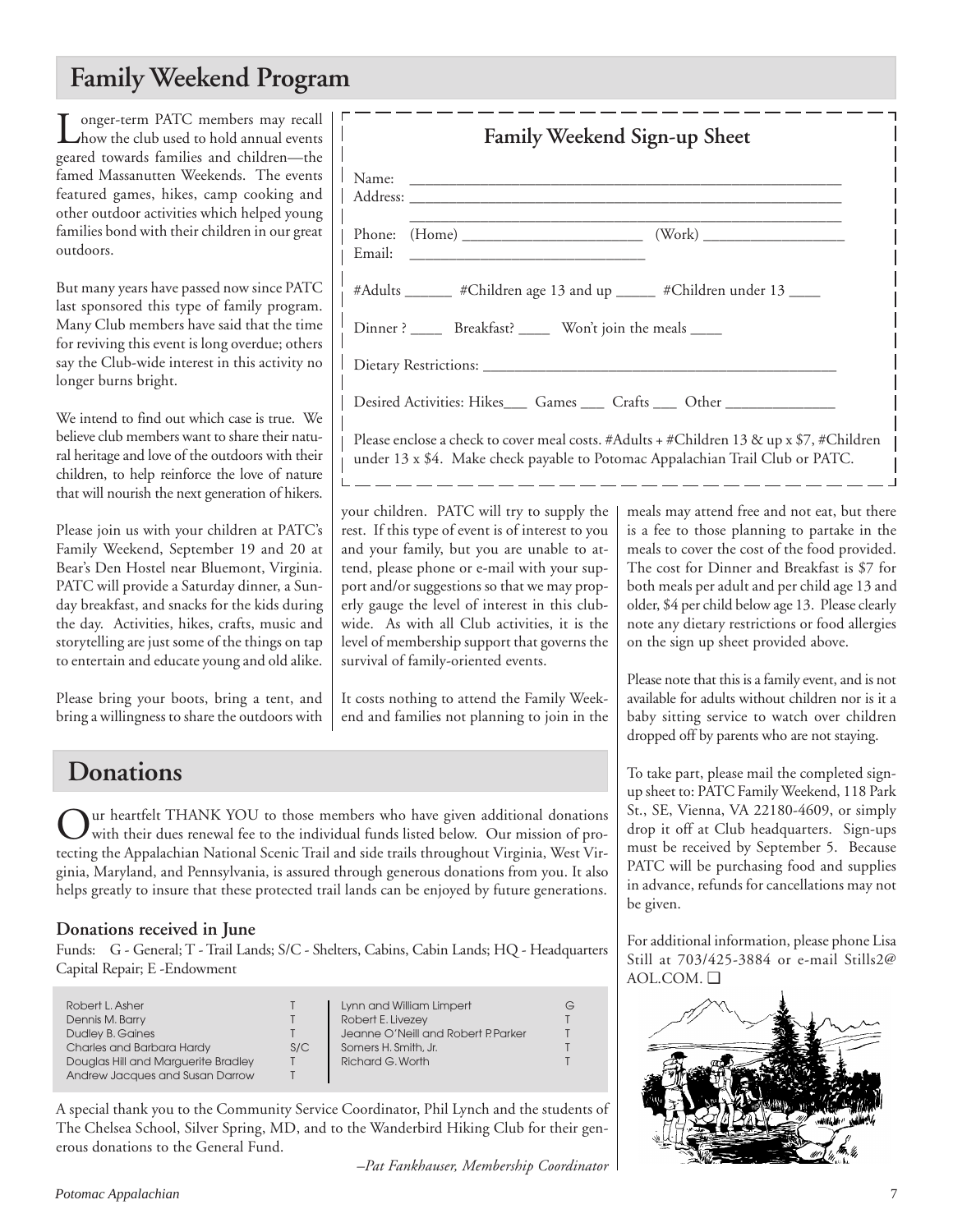## Family Weekend Program

Longer-term PATC members may recall how the club used to hold annual events geared towards families and children—the famed Massanutten Weekends. The events featured games, hikes, camp cooking and other outdoor activities which helped young families bond with their children in our great outdoors.

But many years have passed now since PATC last sponsored this type of family program. Many Club members have said that the time for reviving this event is long overdue; others say the Club-wide interest in this activity no longer burns bright.

We intend to find out which case is true. We believe club members want to share their natural heritage and love of the outdoors with their children, to help reinforce the love of nature that will nourish the next generation of hikers.

Please join us with your children at PATC's Family Weekend, September 19 and 20 at Bear's Den Hostel near Bluemont, Virginia. PATC will provide a Saturday dinner, a Sunday breakfast, and snacks for the kids during the day. Activities, hikes, crafts, music and storytelling are just some of the things on tap to entertain and educate young and old alike.

Please bring your boots, bring a tent, and bring a willingness to share the outdoors with your children. PATC will try to supply the rest. If this type of event is of interest to you and your family, but you are unable to attend, please phone or e-mail with your support and/or suggestions so that we may properly gauge the level of interest in this club-wide. As with all Club activities, it is the level of membership support that governs the survival of family-oriented events.

It costs nothing to attend the Family Weekend and families not planning to join in the meals may attend free and not eat, but there is a fee to those planning to partake in the meals to cover the cost of the food provided. The cost for Dinner and Breakfast is $7 for both meals per adult and per child age 13 and older, $4 per child below age 13. Please clearly note any dietary restrictions or food allergies on the sign up sheet provided above.

Please note that this is a family event, and is not available for adults without children nor is it a baby sitting service to watch over children dropped off by parents who are not staying.

To take part, please mail the completed sign-up sheet to: PATC Family Weekend, 118 Park St., SE, Vienna, VA 22180-4609, or simply drop it off at Club headquarters. Sign-ups must be received by September 5. Because PATC will be purchasing food and supplies in advance, refunds for cancellations may not be given.

For additional information, please phone Lisa Still at 703/425-3884 or e-mail Stills2@AOL.COM. ❑

### Family Weekend Sign-up Sheet

Name: ______________________________________________

Address: ____________________________________________

____________________________________________

Phone: (Home) ____________________ (Work) ________________

Email: ___________________________

#Adults ______ #Children age 13 and up _____ #Children under 13 ____

Dinner ? ____ Breakfast? ____ Won't join the meals ____

Dietary Restrictions: ________________________________________

Desired Activities: Hikes___ Games ___ Crafts ___ Other _____________

Please enclose a check to cover meal costs. #Adults + #Children 13 & up x $7, #Children under 13 x $4. Make check payable to Potomac Appalachian Trail Club or PATC.

## Donations

Our heartfelt THANK YOU to those members who have given additional donations with their dues renewal fee to the individual funds listed below. Our mission of protecting the Appalachian National Scenic Trail and side trails throughout Virginia, West Virginia, Maryland, and Pennsylvania, is assured through generous donations from you. It also helps greatly to insure that these protected trail lands can be enjoyed by future generations.

### Donations received in June

Funds: G - General; T - Trail Lands; S/C - Shelters, Cabins, Cabin Lands; HQ - Headquarters Capital Repair; E -Endowment

| Name | Fund | Name | Fund |
|---|---|---|---|
| Robert L. Asher | T | Lynn and William Limpert | G |
| Dennis M. Barry | T | Robert E. Livezey | T |
| Dudley B. Gaines | T | Jeanne O'Neill and Robert P. Parker | T |
| Charles and Barbara Hardy | S/C | Somers H. Smith, Jr. | T |
| Douglas Hill and Marguerite Bradley | T | Richard G. Worth | T |
| Andrew Jacques and Susan Darrow | T | | |

A special thank you to the Community Service Coordinator, Phil Lynch and the students of The Chelsea School, Silver Spring, MD, and to the Wanderbird Hiking Club for their generous donations to the General Fund.

*–Pat Fankhauser, Membership Coordinator*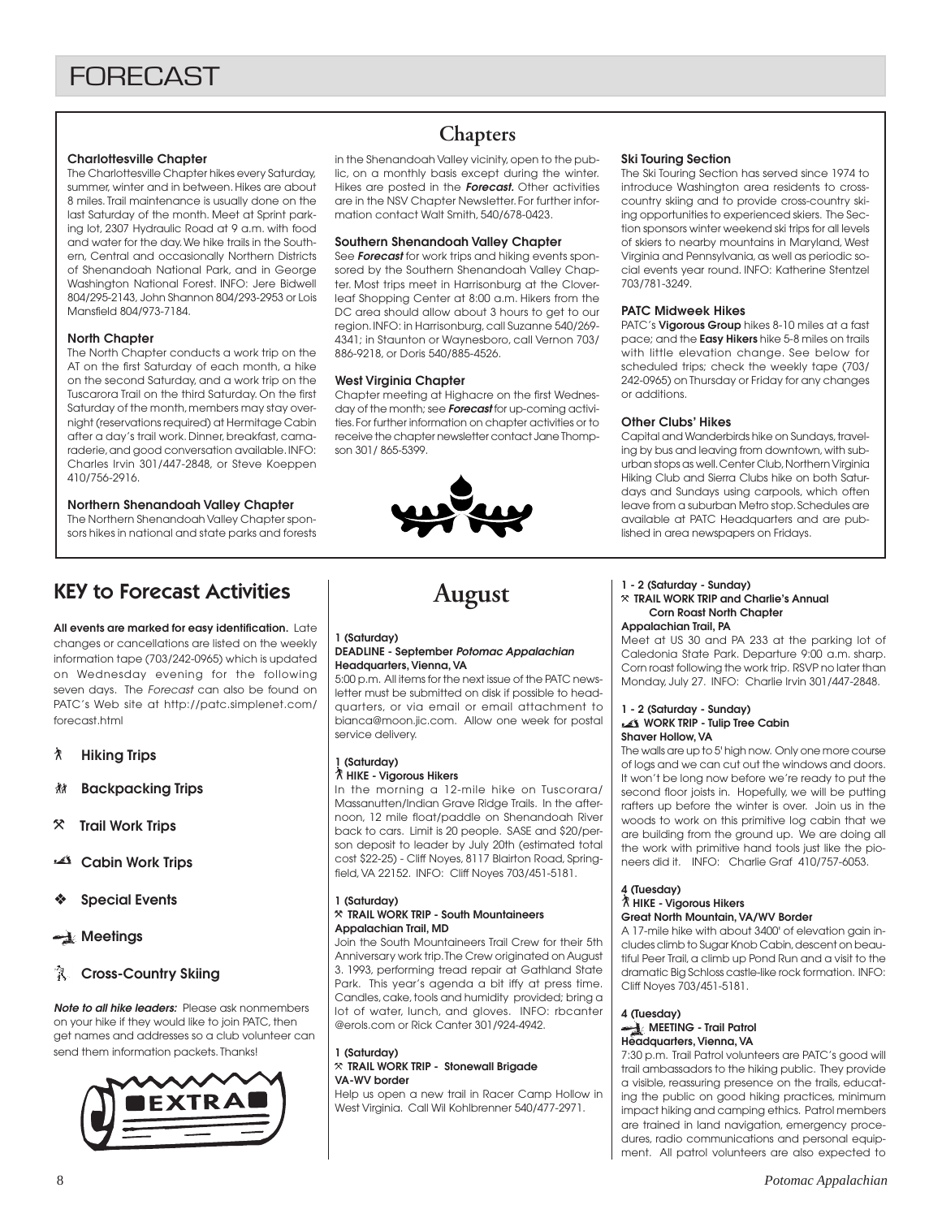# FORECAST

## Chapters

### Charlottesville Chapter

The Charlottesville Chapter hikes every Saturday, summer, winter and in between. Hikes are about 8 miles. Trail maintenance is usually done on the last Saturday of the month. Meet at Sprint parking lot, 2307 Hydraulic Road at 9 a.m. with food and water for the day. We hike trails in the Southern, Central and occasionally Northern Districts of Shenandoah National Park, and in George Washington National Forest. INFO: Jere Bidwell 804/295-2143, John Shannon 804/293-2953 or Lois Mansfield 804/973-7184.

### North Chapter

The North Chapter conducts a work trip on the AT on the first Saturday of each month, a hike on the second Saturday, and a work trip on the Tuscarora Trail on the third Saturday. On the first Saturday of the month, members may stay overnight (reservations required) at Hermitage Cabin after a day's trail work. Dinner, breakfast, camaraderie, and good conversation available. INFO: Charles Irvin 301/447-2848, or Steve Koeppen 410/756-2916.

### Northern Shenandoah Valley Chapter

The Northern Shenandoah Valley Chapter sponsors hikes in national and state parks and forests in the Shenandoah Valley vicinity, open to the public, on a monthly basis except during the winter. Hikes are posted in the ***Forecast.*** Other activities are in the NSV Chapter Newsletter. For further information contact Walt Smith, 540/678-0423.

### Southern Shenandoah Valley Chapter

See ***Forecast*** for work trips and hiking events sponsored by the Southern Shenandoah Valley Chapter. Most trips meet in Harrisonburg at the Cloverleaf Shopping Center at 8:00 a.m. Hikers from the DC area should allow about 3 hours to get to our region. INFO: in Harrisonburg, call Suzanne 540/269-4341; in Staunton or Waynesboro, call Vernon 703/886-9218, or Doris 540/885-4526.

### West Virginia Chapter

Chapter meeting at Highacre on the first Wednesday of the month; see ***Forecast*** for up-coming activities. For further information on chapter activities or to receive the chapter newsletter contact Jane Thompson 301/ 865-5399.

### Ski Touring Section

The Ski Touring Section has served since 1974 to introduce Washington area residents to cross-country skiing and to provide cross-country skiing opportunities to experienced skiers. The Section sponsors winter weekend ski trips for all levels of skiers to nearby mountains in Maryland, West Virginia and Pennsylvania, as well as periodic social events year round. INFO: Katherine Stentzel 703/781-3249.

### PATC Midweek Hikes

PATC's **Vigorous Group** hikes 8-10 miles at a fast pace; and the **Easy Hikers** hike 5-8 miles on trails with little elevation change. See below for scheduled trips; check the weekly tape (703/242-0965) on Thursday or Friday for any changes or additions.

### Other Clubs' Hikes

Capital and Wanderbirds hike on Sundays, traveling by bus and leaving from downtown, with suburban stops as well. Center Club, Northern Virginia Hiking Club and Sierra Clubs hike on both Saturdays and Sundays using carpools, which often leave from a suburban Metro stop. Schedules are available at PATC Headquarters and are published in area newspapers on Fridays.

## KEY to Forecast Activities

**All events are marked for easy identification.** Late changes or cancellations are listed on the weekly information tape (703/242-0965) which is updated on Wednesday evening for the following seven days. The *Forecast* can also be found on PATC's Web site at http://patc.simplenet.com/forecast.html

- **Hiking Trips**
- **Backpacking Trips**
- **Trail Work Trips**
- **Cabin Work Trips**
- **Special Events**
- **Meetings**
- **Cross-Country Skiing**

***Note to all hike leaders:*** Please ask nonmembers on your hike if they would like to join PATC, then get names and addresses so a club volunteer can send them information packets. Thanks!

## August

**1 (Saturday)**
**DEADLINE - September *Potomac Appalachian***
**Headquarters, Vienna, VA**

5:00 p.m. All items for the next issue of the PATC newsletter must be submitted on disk if possible to headquarters, or via email or email attachment to bianca@moon.jic.com. Allow one week for postal service delivery.

**1 (Saturday)**
**HIKE - Vigorous Hikers**

In the morning a 12-mile hike on Tuscorora/ Massanutten/Indian Grave Ridge Trails. In the afternoon, 12 mile float/paddle on Shenandoah River back to cars. Limit is 20 people. SASE and $20/person deposit to leader by July 20th (estimated total cost $22-25) - Cliff Noyes, 8117 Blairton Road, Springfield, VA 22152. INFO: Cliff Noyes 703/451-5181.

**1 (Saturday)**
**TRAIL WORK TRIP - South Mountaineers**
**Appalachian Trail, MD**

Join the South Mountaineers Trail Crew for their 5th Anniversary work trip. The Crew originated on August 3, 1993, performing tread repair at Gathland State Park. This year's agenda a bit iffy at press time. Candles, cake, tools and humidity provided; bring a lot of water, lunch, and gloves. INFO: rbcanter @erols.com or Rick Canter 301/924-4942.

**1 (Saturday)**
**TRAIL WORK TRIP - Stonewall Brigade**
**VA-WV border**

Help us open a new trail in Racer Camp Hollow in West Virginia. Call Wil Kohlbrenner 540/477-2971.

**1 - 2 (Saturday - Sunday)**
**TRAIL WORK TRIP and Charlie's Annual Corn Roast North Chapter**
**Appalachian Trail, PA**

Meet at US 30 and PA 233 at the parking lot of Caledonia State Park. Departure 9:00 a.m. sharp. Corn roast following the work trip. RSVP no later than Monday, July 27. INFO: Charlie Irvin 301/447-2848.

**1 - 2 (Saturday - Sunday)**
**WORK TRIP - Tulip Tree Cabin**
**Shaver Hollow, VA**

The walls are up to 5' high now. Only one more course of logs and we can cut out the windows and doors. It won't be long now before we're ready to put the second floor joists in. Hopefully, we will be putting rafters up before the winter is over. Join us in the woods to work on this primitive log cabin that we are building from the ground up. We are doing all the work with primitive hand tools just like the pioneers did it. INFO: Charlie Graf 410/757-6053.

**4 (Tuesday)**
**HIKE - Vigorous Hikers**
**Great North Mountain, VA/WV Border**

A 17-mile hike with about 3400' of elevation gain includes climb to Sugar Knob Cabin, descent on beautiful Peer Trail, a climb up Pond Run and a visit to the dramatic Big Schloss castle-like rock formation. INFO: Cliff Noyes 703/451-5181.

**4 (Tuesday)**
**MEETING - Trail Patrol**
**Headquarters, Vienna, VA**

7:30 p.m. Trail Patrol volunteers are PATC's good will trail ambassadors to the hiking public. They provide a visible, reassuring presence on the trails, educating the public on good hiking practices, minimum impact hiking and camping ethics. Patrol members are trained in land navigation, emergency procedures, radio communications and personal equipment. All patrol volunteers are also expected to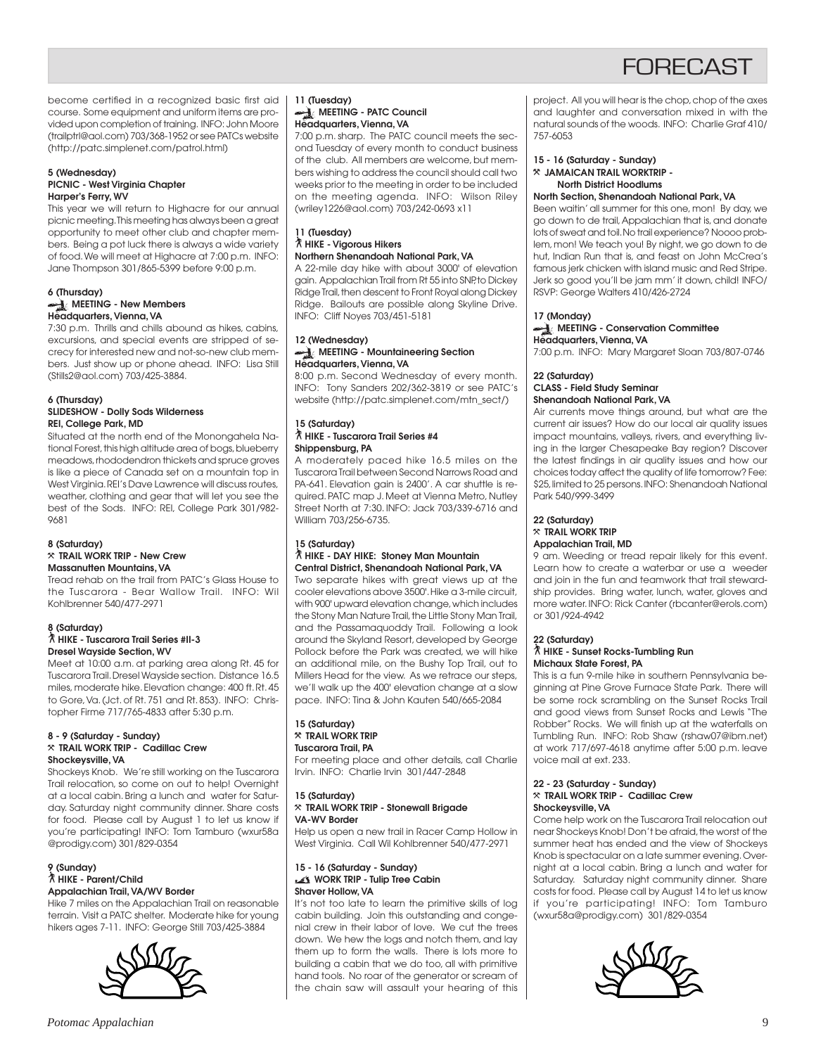# FORECAST

become certified in a recognized basic first aid course. Some equipment and uniform items are provided upon completion of training. INFO: John Moore (trailptrl@aol.com) 703/368-1952 or see PATCs website (http://patc.simplenet.com/patrol.html)

**5 (Wednesday)**
**PICNIC - West Virginia Chapter**
**Harper's Ferry, WV**

This year we will return to Highacre for our annual picnic meeting. This meeting has always been a great opportunity to meet other club and chapter members. Being a pot luck there is always a wide variety of food. We will meet at Highacre at 7:00 p.m. INFO: Jane Thompson 301/865-5399 before 9:00 p.m.

**6 (Thursday)**
**MEETING - New Members**
**Headquarters, Vienna, VA**

7:30 p.m. Thrills and chills abound as hikes, cabins, excursions, and special events are stripped of secrecy for interested new and not-so-new club members. Just show up or phone ahead. INFO: Lisa Still (Stills2@aol.com) 703/425-3884.

**6 (Thursday)**
**SLIDESHOW - Dolly Sods Wilderness**
**REI, College Park, MD**

Situated at the north end of the Monongahela National Forest, this high altitude area of bogs, blueberry meadows, rhododendron thickets and spruce groves is like a piece of Canada set on a mountain top in West Virginia. REI's Dave Lawrence will discuss routes, weather, clothing and gear that will let you see the best of the Sods. INFO: REI, College Park 301/982-9681

**8 (Saturday)**
**TRAIL WORK TRIP - New Crew**
**Massanutten Mountains, VA**

Tread rehab on the trail from PATC's Glass House to the Tuscarora - Bear Wallow Trail. INFO: Wil Kohlbrenner 540/477-2971

**8 (Saturday)**
**HIKE - Tuscarora Trail Series #II-3**
**Dresel Wayside Section, WV**

Meet at 10:00 a.m. at parking area along Rt. 45 for Tuscarora Trail. Dresel Wayside section. Distance 16.5 miles, moderate hike. Elevation change: 400 ft. Rt. 45 to Gore, Va. (Jct. of Rt. 751 and Rt. 853). INFO: Christopher Firme 717/765-4833 after 5:30 p.m.

**8 - 9 (Saturday - Sunday)**
**TRAIL WORK TRIP - Cadillac Crew**
**Shockeysville, VA**

Shockeys Knob. We're still working on the Tuscarora Trail relocation, so come on out to help! Overnight at a local cabin. Bring a lunch and water for Saturday. Saturday night community dinner. Share costs for food. Please call by August 1 to let us know if you're participating! INFO: Tom Tamburo (wxur58a @prodigy.com) 301/829-0354

**9 (Sunday)**
**HIKE - Parent/Child**
**Appalachian Trail, VA/WV Border**

Hike 7 miles on the Appalachian Trail on reasonable terrain. Visit a PATC shelter. Moderate hike for young hikers ages 7-11. INFO: George Still 703/425-3884

**11 (Tuesday)**
**MEETING - PATC Council**
**Headquarters, Vienna, VA**

7:00 p.m. sharp. The PATC council meets the second Tuesday of every month to conduct business of the club. All members are welcome, but members wishing to address the council should call two weeks prior to the meeting in order to be included on the meeting agenda. INFO: Wilson Riley (wriley1226@aol.com) 703/242-0693 x11

**11 (Tuesday)**
**HIKE - Vigorous Hikers**
**Northern Shenandoah National Park, VA**

A 22-mile day hike with about 3000' of elevation gain. Appalachian Trail from Rt 55 into SNP, to Dickey Ridge Trail, then descent to Front Royal along Dickey Ridge. Bailouts are possible along Skyline Drive. INFO: Cliff Noyes 703/451-5181

**12 (Wednesday)**
**MEETING - Mountaineering Section**
**Headquarters, Vienna, VA**

8:00 p.m. Second Wednesday of every month. INFO: Tony Sanders 202/362-3819 or see PATC's website (http://patc.simplenet.com/mtn_sect/)

**15 (Saturday)**
**HIKE - Tuscarora Trail Series #4**
**Shippensburg, PA**

A moderately paced hike 16.5 miles on the Tuscarora Trail between Second Narrows Road and PA-641. Elevation gain is 2400'. A car shuttle is required. PATC map J. Meet at Vienna Metro, Nutley Street North at 7:30. INFO: Jack 703/339-6716 and William 703/256-6735.

**15 (Saturday)**
**HIKE - DAY HIKE: Stoney Man Mountain**
**Central District, Shenandoah National Park, VA**

Two separate hikes with great views up at the cooler elevations above 3500'. Hike a 3-mile circuit, with 900' upward elevation change, which includes the Stony Man Nature Trail, the Little Stony Man Trail, and the Passamaquoddy Trail. Following a look around the Skyland Resort, developed by George Pollock before the Park was created, we will hike an additional mile, on the Bushy Top Trail, out to Millers Head for the view. As we retrace our steps, we'll walk up the 400' elevation change at a slow pace. INFO: Tina & John Kauten 540/665-2084

**15 (Saturday)**
**TRAIL WORK TRIP**
**Tuscarora Trail, PA**

For meeting place and other details, call Charlie Irvin. INFO: Charlie Irvin 301/447-2848

**15 (Saturday)**
**TRAIL WORK TRIP - Stonewall Brigade**
**VA-WV Border**

Help us open a new trail in Racer Camp Hollow in West Virginia. Call Wil Kohlbrenner 540/477-2971

**15 - 16 (Saturday - Sunday)**
**WORK TRIP - Tulip Tree Cabin**
**Shaver Hollow, VA**

It's not too late to learn the primitive skills of log cabin building. Join this outstanding and congenial crew in their labor of love. We cut the trees down. We hew the logs and notch them, and lay them up to form the walls. There is lots more to building a cabin that we do too, all with primitive hand tools. No roar of the generator or scream of the chain saw will assault your hearing of this project. All you will hear is the chop, chop of the axes and laughter and conversation mixed in with the natural sounds of the woods. INFO: Charlie Graf 410/757-6053

**15 - 16 (Saturday - Sunday)**
**JAMAICAN TRAIL WORKTRIP - North District Hoodlums**
**North Section, Shenandoah National Park, VA**

Been waitin' all summer for this one, mon! By day, we go down to de trail, Appalachian that is, and donate lots of sweat and toil. No trail experience? Noooo problem, mon! We teach you! By night, we go down to de hut, Indian Run that is, and feast on John McCrea's famous jerk chicken with island music and Red Stripe. Jerk so good you'll be jam mm' it down, child! INFO/RSVP: George Walters 410/426-2724

**17 (Monday)**
**MEETING - Conservation Committee**
**Headquarters, Vienna, VA**

7:00 p.m. INFO: Mary Margaret Sloan 703/807-0746

**22 (Saturday)**
**CLASS - Field Study Seminar**
**Shenandoah National Park, VA**

Air currents move things around, but what are the current air issues? How do our local air quality issues impact mountains, valleys, rivers, and everything living in the larger Chesapeake Bay region? Discover the latest findings in air quality issues and how our choices today affect the quality of life tomorrow? Fee: $25, limited to 25 persons. INFO: Shenandoah National Park 540/999-3499

**22 (Saturday)**
**TRAIL WORK TRIP**
**Appalachian Trail, MD**

9 am. Weeding or tread repair likely for this event. Learn how to create a waterbar or use a weeder and join in the fun and teamwork that trail stewardship provides. Bring water, lunch, water, gloves and more water. INFO: Rick Canter (rbcanter@erols.com) or 301/924-4942

**22 (Saturday)**
**HIKE - Sunset Rocks-Tumbling Run**
**Michaux State Forest, PA**

This is a fun 9-mile hike in southern Pennsylvania beginning at Pine Grove Furnace State Park. There will be some rock scrambling on the Sunset Rocks Trail and good views from Sunset Rocks and Lewis "The Robber" Rocks. We will finish up at the waterfalls on Tumbling Run. INFO: Rob Shaw (rshaw07@ibm.net) at work 717/697-4618 anytime after 5:00 p.m. leave voice mail at ext. 233.

**22 - 23 (Saturday - Sunday)**
**TRAIL WORK TRIP - Cadillac Crew**
**Shockeysville, VA**

Come help work on the Tuscarora Trail relocation out near Shockeys Knob! Don't be afraid, the worst of the summer heat has ended and the view of Shockeys Knob is spectacular on a late summer evening. Overnight at a local cabin. Bring a lunch and water for Saturday. Saturday night community dinner. Share costs for food. Please call by August 14 to let us know if you're participating! INFO: Tom Tamburo (wxur58a@prodigy.com) 301/829-0354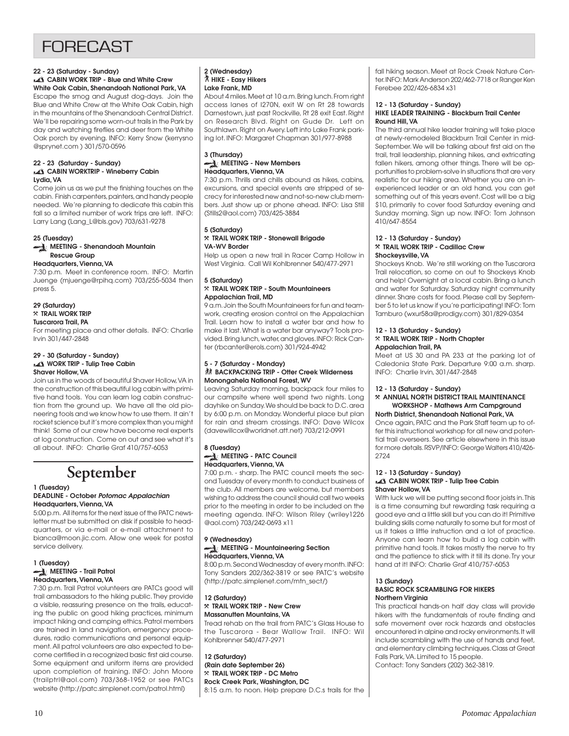# FORECAST

**22 - 23 (Saturday - Sunday)**
**CABIN WORK TRIP - Blue and White Crew**
**White Oak Cabin, Shenandoah National Park, VA**

Escape the smog and August dog-days. Join the Blue and White Crew at the White Oak Cabin, high in the mountains of the Shenandoah Central District. We'll be repairing some worn-out trails in the Park by day and watching fireflies and deer from the White Oak porch by evening. INFO: Kerry Snow (kerrysno @sprynet.com ) 301/570-0596

**22 - 23 (Saturday - Sunday)**
**CABIN WORKTRIP - Wineberry Cabin**
**Lydia, VA**

Come join us as we put the finishing touches on the cabin. Finish carpenters, painters, and handy people needed. We're planning to dedicate this cabin this fall so a limited number of work trips are left. INFO: Larry Lang (Lang_L@bls.gov) 703/631-9278

**25 (Tuesday)**
**MEETING - Shenandoah Mountain Rescue Group**
**Headquarters, Vienna, VA**

7:30 p.m. Meet in conference room. INFO: Martin Juenge (mjuenge@rpihq.com) 703/255-5034 then press 5.

**29 (Saturday)**
**TRAIL WORK TRIP**
**Tuscarora Trail, PA**

For meeting place and other details. INFO: Charlie Irvin 301/447-2848

**29 - 30 (Saturday - Sunday)**
**WORK TRIP - Tulip Tree Cabin**
**Shaver Hollow, VA**

Join us in the woods of beautiful Shaver Hollow, VA in the construction of this beautiful log cabin with primitive hand tools. You can learn log cabin construction from the ground up. We have all the old pioneering tools and we know how to use them. It ain't rocket science but it's more complex than you might think! Some of our crew have become real experts at log construction. Come on out and see what it's all about. INFO: Charlie Graf 410/757-6053

# September

**1 (Tuesday)**
**DEADLINE - October *Potomac Appalachian***
**Headquarters, Vienna, VA**

5:00 p.m. All items for the next issue of the PATC newsletter must be submitted on disk if possible to headquarters, or via e-mail or e-mail attachment to bianca@moon.jic.com. Allow one week for postal service delivery.

**1 (Tuesday)**
**MEETING - Trail Patrol**
**Headquarters, Vienna, VA**

7:30 p.m. Trail Patrol volunteers are PATCs good will trail ambassadors to the hiking public. They provide a visible, reassuring presence on the trails, educating the public on good hiking practices, minimum impact hiking and camping ethics. Patrol members are trained in land navigation, emergency procedures, radio communications and personal equipment. All patrol volunteers are also expected to become certified in a recognized basic first aid course. Some equipment and uniform items are provided upon completion of training. INFO: John Moore (trailptrl@aol.com) 703/368-1952 or see PATCs website (http://patc.simplenet.com/patrol.html)

**2 (Wednesday)**
**HIKE - Easy Hikers**
**Lake Frank, MD**

About 4 miles. Meet at 10 a.m. Bring lunch. From right access lanes of I270N, exit W on Rt 28 towards Darnestown, just past Rockville, Rt 28 exit East. Right on Research Blvd. Right on Gude Dr. Left on Southlawn. Right on Avery. Left into Lake Frank parking lot. INFO: Margaret Chapman 301/977-8988

**3 (Thursday)**
**MEETING - New Members**
**Headquarters, Vienna, VA**

7:30 p.m. Thrills and chills abound as hikes, cabins, excursions, and special events are stripped of secrecy for interested new and not-so-new club members. Just show up or phone ahead. INFO: Lisa Still (Stills2@aol.com) 703/425-3884

**5 (Saturday)**
**TRAIL WORK TRIP - Stonewall Brigade**
**VA-WV Border**

Help us open a new trail in Racer Camp Hollow in West Virginia. Call Wil Kohlbrenner 540/477-2971

**5 (Saturday)**
**TRAIL WORK TRIP - South Mountaineers**
**Appalachian Trail, MD**

9 a.m. Join the South Mountaineers for fun and teamwork, creating erosion control on the Appalachian Trail. Learn how to install a water bar and how to make it last. What is a water bar anyway? Tools provided. Bring lunch, water, and gloves. INFO: Rick Canter (rbcanter@erols.com) 301/924-4942

**5 - 7 (Saturday - Monday)**
**BACKPACKING TRIP - Otter Creek Wilderness**
**Monongahela National Forest, WV**

Leaving Saturday morning, backpack four miles to our campsite where well spend two nights. Long dayhike on Sunday. We should be back to D.C. area by 6:00 p.m. on Monday. Wonderful place but plan for rain and stream crossings. INFO: Dave Wilcox (davewillcox@worldnet.att.net) 703/212-0991

**8 (Tuesday)**
**MEETING - PATC Council**
**Headquarters, Vienna, VA**

7:00 p.m. - sharp. The PATC council meets the second Tuesday of every month to conduct business of the club. All members are welcome, but members wishing to address the council should call two weeks prior to the meeting in order to be included on the meeting agenda. INFO: Wilson Riley (wriley1226 @aol.com) 703/242-0693 x11

**9 (Wednesday)**
**MEETING - Mountaineering Section**
**Headquarters, Vienna, VA**

8:00 p.m. Second Wednesday of every month. INFO: Tony Sanders 202/362-3819 or see PATC's website (http://patc.simplenet.com/mtn_sect/)

**12 (Saturday)**
**TRAIL WORK TRIP - New Crew**
**Massanutten Mountains, VA**

Tread rehab on the trail from PATC's Glass House to the Tuscarora - Bear Wallow Trail. INFO: Wil Kohlbrenner 540/477-2971

**12 (Saturday)**
**(Rain date September 26)**
**TRAIL WORK TRIP - DC Metro**
**Rock Creek Park, Washington, DC**

8:15 a.m. to noon. Help prepare D.C.s trails for the fall hiking season. Meet at Rock Creek Nature Center. INFO: Mark Anderson 202/462-7718 or Ranger Ken Ferebee 202/426-6834 x31

**12 - 13 (Saturday - Sunday)**
**HIKE LEADER TRAINING - Blackburn Trail Center**
**Round Hill, VA**

The third annual hike leader training will take place at newly-remodeled Blackburn Trail Center in mid-September. We will be talking about first aid on the trail, trail leadership, planning hikes, and extricating fallen hikers, among other things. There will be opportunities to problem-solve in situations that are very realistic for our hiking area. Whether you are an inexperienced leader or an old hand, you can get something out of this years event. Cost will be a big $10, primarily to cover food Saturday evening and Sunday morning. Sign up now. INFO: Tom Johnson 410/647-8554

**12 - 13 (Saturday - Sunday)**
**TRAIL WORK TRIP - Cadillac Crew**
**Shockeysville, VA**

Shockeys Knob. We're still working on the Tuscarora Trail relocation, so come on out to Shockeys Knob and help! Overnight at a local cabin. Bring a lunch and water for Saturday. Saturday night community dinner. Share costs for food. Please call by September 5 to let us know if you're participating! INFO: Tom Tamburo (wxur58a@prodigy.com) 301/829-0354

**12 - 13 (Saturday - Sunday)**
**TRAIL WORK TRIP - North Chapter**
**Appalachian Trail, PA**

Meet at US 30 and PA 233 at the parking lot of Caledonia State Park. Departure 9:00 a.m. sharp. INFO: Charlie Irvin, 301/447-2848

**12 - 13 (Saturday - Sunday)**
**ANNUAL NORTH DISTRICT TRAIL MAINTENANCE WORKSHOP - Mathews Arm Campground**
**North District, Shenandoah National Park, VA**

Once again, PATC and the Park Staff team up to offer this instructional workshop for all new and potential trail overseers. See article elsewhere in this issue for more details. RSVP/INFO: George Walters 410/426-2724

**12 - 13 (Saturday - Sunday)**
**CABIN WORK TRIP - Tulip Tree Cabin**
**Shaver Hollow, VA**

With luck we will be putting second floor joists in. This is a time consuming but rewarding task requiring a good eye and a little skill but you can do it! Primitive building skills come naturally to some but for most of us it takes a little instruction and a lot of practice. Anyone can learn how to build a log cabin with primitive hand tools. It takes mostly the nerve to try and the patience to stick with it till its done. Try your hand at it! INFO: Charlie Graf 410/757-6053

**13 (Sunday)**
**BASIC ROCK SCRAMBLING FOR HIKERS**
**Northern Virginia**

This practical hands-on half day class will provide hikers with the fundamentals of route finding and safe movement over rock hazards and obstacles encountered in alpine and rocky environments. It will include scrambling with the use of hands and feet, and elementary climbing techniques. Class at Great Falls Park, VA. Limited to 15 people.
Contact: Tony Sanders (202) 362-3819.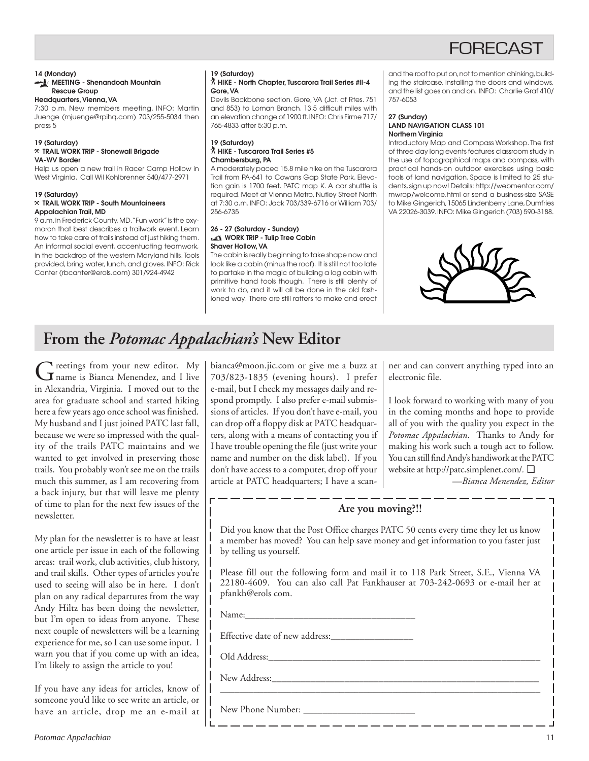# FORECAST

**14 (Monday)**
**MEETING - Shenandoah Mountain Rescue Group**
**Headquarters, Vienna, VA**
7:30 p.m. New members meeting. INFO: Martin Juenge (mjuenge@rpihq.com) 703/255-5034 then press 5

**19 (Saturday)**
**TRAIL WORK TRIP - Stonewall Brigade**
**VA-WV Border**
Help us open a new trail in Racer Camp Hollow in West Virginia. Call Wil Kohlbrenner 540/477-2971

**19 (Saturday)**
**TRAIL WORK TRIP - South Mountaineers**
**Appalachian Trail, MD**
9 a.m. in Frederick County, MD. "Fun work" is the oxymoron that best describes a trailwork event. Learn how to take care of trails instead of just hiking them. An informal social event, accentuating teamwork, in the backdrop of the western Maryland hills. Tools provided, bring water, lunch, and gloves. INFO: Rick Canter (rbcanter@erols.com) 301/924-4942

**19 (Saturday)**
**HIKE - North Chapter, Tuscarora Trail Series #II-4**
**Gore, VA**
Devils Backbone section. Gore, VA (Jct. of Rtes. 751 and 853) to Loman Branch. 13.5 difficult miles with an elevation change of 1900 ft. INFO: Chris Firme 717/765-4833 after 5:30 p.m.

**19 (Saturday)**
**HIKE - Tuscarora Trail Series #5**
**Chambersburg, PA**
A moderately paced 15.8 mile hike on the Tuscarora Trail from PA-641 to Cowans Gap State Park. Elevation gain is 1700 feet. PATC map K. A car shuttle is required. Meet at Vienna Metro, Nutley Street North at 7:30 a.m. INFO: Jack 703/339-6716 or William 703/256-6735

**26 - 27 (Saturday - Sunday)**
**WORK TRIP - Tulip Tree Cabin**
**Shaver Hollow, VA**
The cabin is really beginning to take shape now and look like a cabin (minus the roof). It is still not too late to partake in the magic of building a log cabin with primitive hand tools though. There is still plenty of work to do, and it will all be done in the old fashioned way. There are still rafters to make and erect and the roof to put on, not to mention chinking, building the staircase, installing the doors and windows, and the list goes on and on. INFO: Charlie Graf 410/757-6053

**27 (Sunday)**
**LAND NAVIGATION CLASS 101**
**Northern Virginia**
Introductory Map and Compass Workshop. The first of three day long events features classroom study in the use of topographical maps and compass, with practical hands-on outdoor exercises using basic tools of land navigation. Space is limited to 25 students, sign up now! Details: http://webmentor.com/mwrop/welcome.html or send a business-size SASE to Mike Gingerich, 15065 Lindenberry Lane, Dumfries VA 22026-3039. INFO: Mike Gingerich (703) 590-3188.

## From the *Potomac Appalachian's* New Editor

Greetings from your new editor. My name is Bianca Menendez, and I live in Alexandria, Virginia. I moved out to the area for graduate school and started hiking here a few years ago once school was finished. My husband and I just joined PATC last fall, because we were so impressed with the quality of the trails PATC maintains and we wanted to get involved in preserving those trails. You probably won't see me on the trails much this summer, as I am recovering from a back injury, but that will leave me plenty of time to plan for the next few issues of the newsletter.

My plan for the newsletter is to have at least one article per issue in each of the following areas: trail work, club activities, club history, and trail skills. Other types of articles you're used to seeing will also be in here. I don't plan on any radical departures from the way Andy Hiltz has been doing the newsletter, but I'm open to ideas from anyone. These next couple of newsletters will be a learning experience for me, so I can use some input. I warn you that if you come up with an idea, I'm likely to assign the article to you!

If you have any ideas for articles, know of someone you'd like to see write an article, or have an article, drop me an e-mail at bianca@moon.jic.com or give me a buzz at 703/823-1835 (evening hours). I prefer e-mail, but I check my messages daily and respond promptly. I also prefer e-mail submissions of articles. If you don't have e-mail, you can drop off a floppy disk at PATC headquarters, along with a means of contacting you if I have trouble opening the file (just write your name and number on the disk label). If you don't have access to a computer, drop off your article at PATC headquarters; I have a scanner and can convert anything typed into an electronic file.

I look forward to working with many of you in the coming months and hope to provide all of you with the quality you expect in the *Potomac Appalachian*. Thanks to Andy for making his work such a tough act to follow. You can still find Andy's handiwork at the PATC website at http://patc.simplenet.com/. ❑

*—Bianca Menendez, Editor*

### Are you moving?!!

Did you know that the Post Office charges PATC 50 cents every time they let us know a member has moved? You can help save money and get information to you faster just by telling us yourself.

Please fill out the following form and mail it to 118 Park Street, S.E., Vienna VA 22180-4609. You can also call Pat Fankhauser at 703-242-0693 or e-mail her at pfankh@erols com.

Name:___________________________________

Effective date of new address:_________________

Old Address:___________________________________________________________

New Address:___________________________________________________________

________________________________________________________________________

New Phone Number: _______________________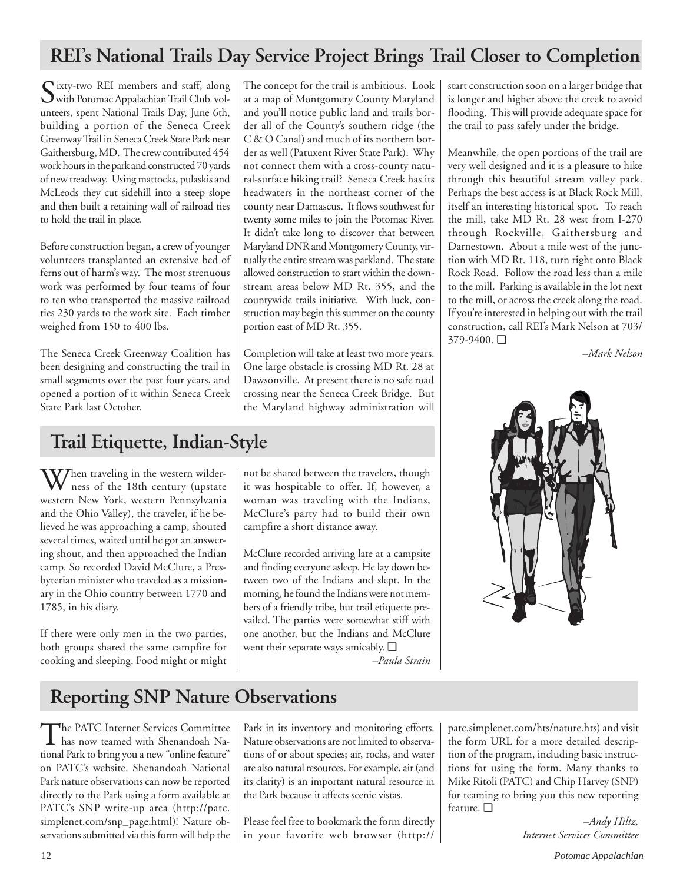## REI's National Trails Day Service Project Brings Trail Closer to Completion

Sixty-two REI members and staff, along with Potomac Appalachian Trail Club volunteers, spent National Trails Day, June 6th, building a portion of the Seneca Creek Greenway Trail in Seneca Creek State Park near Gaithersburg, MD. The crew contributed 454 work hours in the park and constructed 70 yards of new treadway. Using mattocks, pulaskis and McLeods they cut sidehill into a steep slope and then built a retaining wall of railroad ties to hold the trail in place.

Before construction began, a crew of younger volunteers transplanted an extensive bed of ferns out of harm's way. The most strenuous work was performed by four teams of four to ten who transported the massive railroad ties 230 yards to the work site. Each timber weighed from 150 to 400 lbs.

The Seneca Creek Greenway Coalition has been designing and constructing the trail in small segments over the past four years, and opened a portion of it within Seneca Creek State Park last October.

The concept for the trail is ambitious. Look at a map of Montgomery County Maryland and you'll notice public land and trails border all of the County's southern ridge (the C & O Canal) and much of its northern border as well (Patuxent River State Park). Why not connect them with a cross-county natural-surface hiking trail? Seneca Creek has its headwaters in the northeast corner of the county near Damascus. It flows southwest for twenty some miles to join the Potomac River. It didn't take long to discover that between Maryland DNR and Montgomery County, virtually the entire stream was parkland. The state allowed construction to start within the downstream areas below MD Rt. 355, and the countywide trails initiative. With luck, construction may begin this summer on the county portion east of MD Rt. 355.

Completion will take at least two more years. One large obstacle is crossing MD Rt. 28 at Dawsonville. At present there is no safe road crossing near the Seneca Creek Bridge. But the Maryland highway administration will start construction soon on a larger bridge that is longer and higher above the creek to avoid flooding. This will provide adequate space for the trail to pass safely under the bridge.

Meanwhile, the open portions of the trail are very well designed and it is a pleasure to hike through this beautiful stream valley park. Perhaps the best access is at Black Rock Mill, itself an interesting historical spot. To reach the mill, take MD Rt. 28 west from I-270 through Rockville, Gaithersburg and Darnestown. About a mile west of the junction with MD Rt. 118, turn right onto Black Rock Road. Follow the road less than a mile to the mill. Parking is available in the lot next to the mill, or across the creek along the road. If you're interested in helping out with the trail construction, call REI's Mark Nelson at 703/379-9400. ❑

*–Mark Nelson*

## Trail Etiquette, Indian-Style

When traveling in the western wilderness of the 18th century (upstate western New York, western Pennsylvania and the Ohio Valley), the traveler, if he believed he was approaching a camp, shouted several times, waited until he got an answering shout, and then approached the Indian camp. So recorded David McClure, a Presbyterian minister who traveled as a missionary in the Ohio country between 1770 and 1785, in his diary.

If there were only men in the two parties, both groups shared the same campfire for cooking and sleeping. Food might or might not be shared between the travelers, though it was hospitable to offer. If, however, a woman was traveling with the Indians, McClure's party had to build their own campfire a short distance away.

McClure recorded arriving late at a campsite and finding everyone asleep. He lay down between two of the Indians and slept. In the morning, he found the Indians were not members of a friendly tribe, but trail etiquette prevailed. The parties were somewhat stiff with one another, but the Indians and McClure went their separate ways amicably. ❑

*–Paula Strain*

## Reporting SNP Nature Observations

The PATC Internet Services Committee has now teamed with Shenandoah National Park to bring you a new "online feature" on PATC's website. Shenandoah National Park nature observations can now be reported directly to the Park using a form available at PATC's SNP write-up area (http://patc.simplenet.com/snp_page.html)! Nature observations submitted via this form will help the Park in its inventory and monitoring efforts. Nature observations are not limited to observations of or about species; air, rocks, and water are also natural resources. For example, air (and its clarity) is an important natural resource in the Park because it affects scenic vistas.

Please feel free to bookmark the form directly in your favorite web browser (http://patc.simplenet.com/hts/nature.hts) and visit the form URL for a more detailed description of the program, including basic instructions for using the form. Many thanks to Mike Ritoli (PATC) and Chip Harvey (SNP) for teaming to bring you this new reporting feature. ❑

*–Andy Hiltz,*
*Internet Services Committee*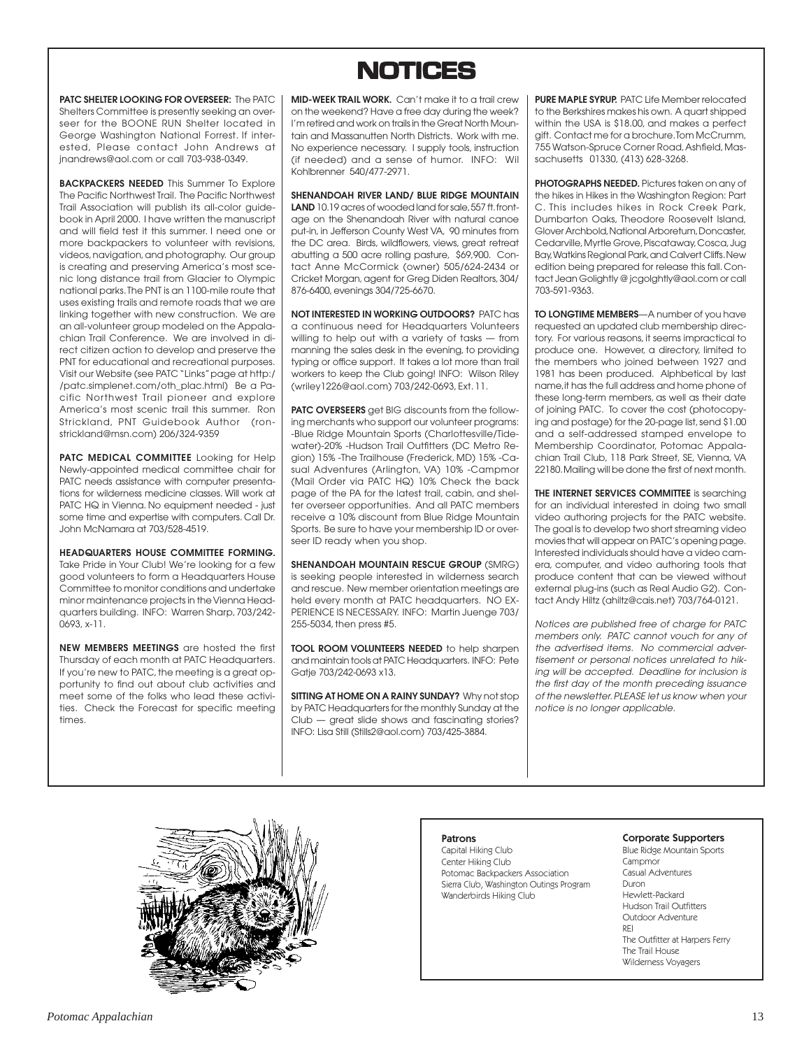# NOTICES

**PATC SHELTER LOOKING FOR OVERSEER:** The PATC Shelters Committee is presently seeking an overseer for the BOONE RUN Shelter located in George Washington National Forrest. If interested, Please contact John Andrews at jnandrews@aol.com or call 703-938-0349.

**BACKPACKERS NEEDED** This Summer To Explore The Pacific Northwest Trail. The Pacific Northwest Trail Association will publish its all-color guidebook in April 2000. I have written the manuscript and will field test it this summer. I need one or more backpackers to volunteer with revisions, videos, navigation, and photography. Our group is creating and preserving America's most scenic long distance trail from Glacier to Olympic national parks. The PNT is an 1100-mile route that uses existing trails and remote roads that we are linking together with new construction. We are an all-volunteer group modeled on the Appalachian Trail Conference. We are involved in direct citizen action to develop and preserve the PNT for educational and recreational purposes. Visit our Website (see PATC "Links" page at http://patc.simplenet.com/oth_plac.html) Be a Pacific Northwest Trail pioneer and explore America's most scenic trail this summer. Ron Strickland, PNT Guidebook Author (ronstrickland@msn.com) 206/324-9359

**PATC MEDICAL COMMITTEE** Looking for Help Newly-appointed medical committee chair for PATC needs assistance with computer presentations for wilderness medicine classes. Will work at PATC HQ in Vienna. No equipment needed - just some time and expertise with computers. Call Dr. John McNamara at 703/528-4519.

**HEADQUARTERS HOUSE COMMITTEE FORMING.** Take Pride in Your Club! We're looking for a few good volunteers to form a Headquarters House Committee to monitor conditions and undertake minor maintenance projects in the Vienna Headquarters building. INFO: Warren Sharp, 703/242-0693, x-11.

**NEW MEMBERS MEETINGS** are hosted the first Thursday of each month at PATC Headquarters. If you're new to PATC, the meeting is a great opportunity to find out about club activities and meet some of the folks who lead these activities. Check the Forecast for specific meeting times.

**MID-WEEK TRAIL WORK.** Can't make it to a trail crew on the weekend? Have a free day during the week? I'm retired and work on trails in the Great North Mountain and Massanutten North Districts. Work with me. No experience necessary. I supply tools, instruction (if needed) and a sense of humor. INFO: Wil Kohlbrenner 540/477-2971.

**SHENANDOAH RIVER LAND/ BLUE RIDGE MOUNTAIN LAND** 10.19 acres of wooded land for sale, 557 ft. frontage on the Shenandoah River with natural canoe put-in, in Jefferson County West VA, 90 minutes from the DC area. Birds, wildflowers, views, great retreat abutting a 500 acre rolling pasture, $69,900. Contact Anne McCormick (owner) 505/624-2434 or Cricket Morgan, agent for Greg Diden Realtors, 304/876-6400, evenings 304/725-6670.

**NOT INTERESTED IN WORKING OUTDOORS?** PATC has a continuous need for Headquarters Volunteers willing to help out with a variety of tasks — from manning the sales desk in the evening, to providing typing or office support. It takes a lot more than trail workers to keep the Club going! INFO: Wilson Riley (wriley1226@aol.com) 703/242-0693, Ext. 11.

**PATC OVERSEERS** get BIG discounts from the following merchants who support our volunteer programs: -Blue Ridge Mountain Sports (Charlottesville/Tidewater)-20% -Hudson Trail Outfitters (DC Metro Region) 15% -The Trailhouse (Frederick, MD) 15% -Casual Adventures (Arlington, VA) 10% -Campmor (Mail Order via PATC HQ) 10% Check the back page of the PA for the latest trail, cabin, and shelter overseer opportunities. And all PATC members receive a 10% discount from Blue Ridge Mountain Sports. Be sure to have your membership ID or overseer ID ready when you shop.

**SHENANDOAH MOUNTAIN RESCUE GROUP** (SMRG) is seeking people interested in wilderness search and rescue. New member orientation meetings are held every month at PATC headquarters. NO EXPERIENCE IS NECESSARY. INFO: Martin Juenge 703/255-5034, then press #5.

**TOOL ROOM VOLUNTEERS NEEDED** to help sharpen and maintain tools at PATC Headquarters. INFO: Pete Gatje 703/242-0693 x13.

**SITTING AT HOME ON A RAINY SUNDAY?** Why not stop by PATC Headquarters for the monthly Sunday at the Club — great slide shows and fascinating stories? INFO: Lisa Still (Stills2@aol.com) 703/425-3884.

**PURE MAPLE SYRUP.** PATC Life Member relocated to the Berkshires makes his own. A quart shipped within the USA is $18.00, and makes a perfect gift. Contact me for a brochure. Tom McCrumm, 755 Watson-Spruce Corner Road, Ashfield, Massachusetts 01330, (413) 628-3268.

**PHOTOGRAPHS NEEDED.** Pictures taken on any of the hikes in Hikes in the Washington Region: Part C. This includes hikes in Rock Creek Park, Dumbarton Oaks, Theodore Roosevelt Island, Glover Archbold, National Arboretum, Doncaster, Cedarville, Myrtle Grove, Piscataway, Cosca, Jug Bay, Watkins Regional Park, and Calvert Cliffs. New edition being prepared for release this fall. Contact Jean Golightly @ jcgolghtly@aol.com or call 703-591-9363.

**TO LONGTIME MEMBERS**—A number of you have requested an updated club membership directory. For various reasons, it seems impractical to produce one. However, a directory, limited to the members who joined between 1927 and 1981 has been produced. Alphbetical by last name, it has the full address and home phone of these long-term members, as well as their date of joining PATC. To cover the cost (photocopying and postage) for the 20-page list, send $1.00 and a self-addressed stamped envelope to Membership Coordinator, Potomac Appalachian Trail Club, 118 Park Street, SE, Vienna, VA 22180. Mailing will be done the first of next month.

**THE INTERNET SERVICES COMMITTEE** is searching for an individual interested in doing two small video authoring projects for the PATC website. The goal is to develop two short streaming video movies that will appear on PATC's opening page. Interested individuals should have a video camera, computer, and video authoring tools that produce content that can be viewed without external plug-ins (such as Real Audio G2). Contact Andy Hiltz (ahiltz@cais.net) 703/764-0121.

*Notices are published free of charge for PATC members only. PATC cannot vouch for any of the advertised items. No commercial advertisement or personal notices unrelated to hiking will be accepted. Deadline for inclusion is the first day of the month preceding issuance of the newsletter. PLEASE let us know when your notice is no longer applicable.*

**Patrons**

Capital Hiking Club
Center Hiking Club
Potomac Backpackers Association
Sierra Club, Washington Outings Program
Wanderbirds Hiking Club

**Corporate Supporters**

Blue Ridge Mountain Sports
Campmor
Casual Adventures
Duron
Hewlett-Packard
Hudson Trail Outfitters
Outdoor Adventure
REI
The Outfitter at Harpers Ferry
The Trail House
Wilderness Voyagers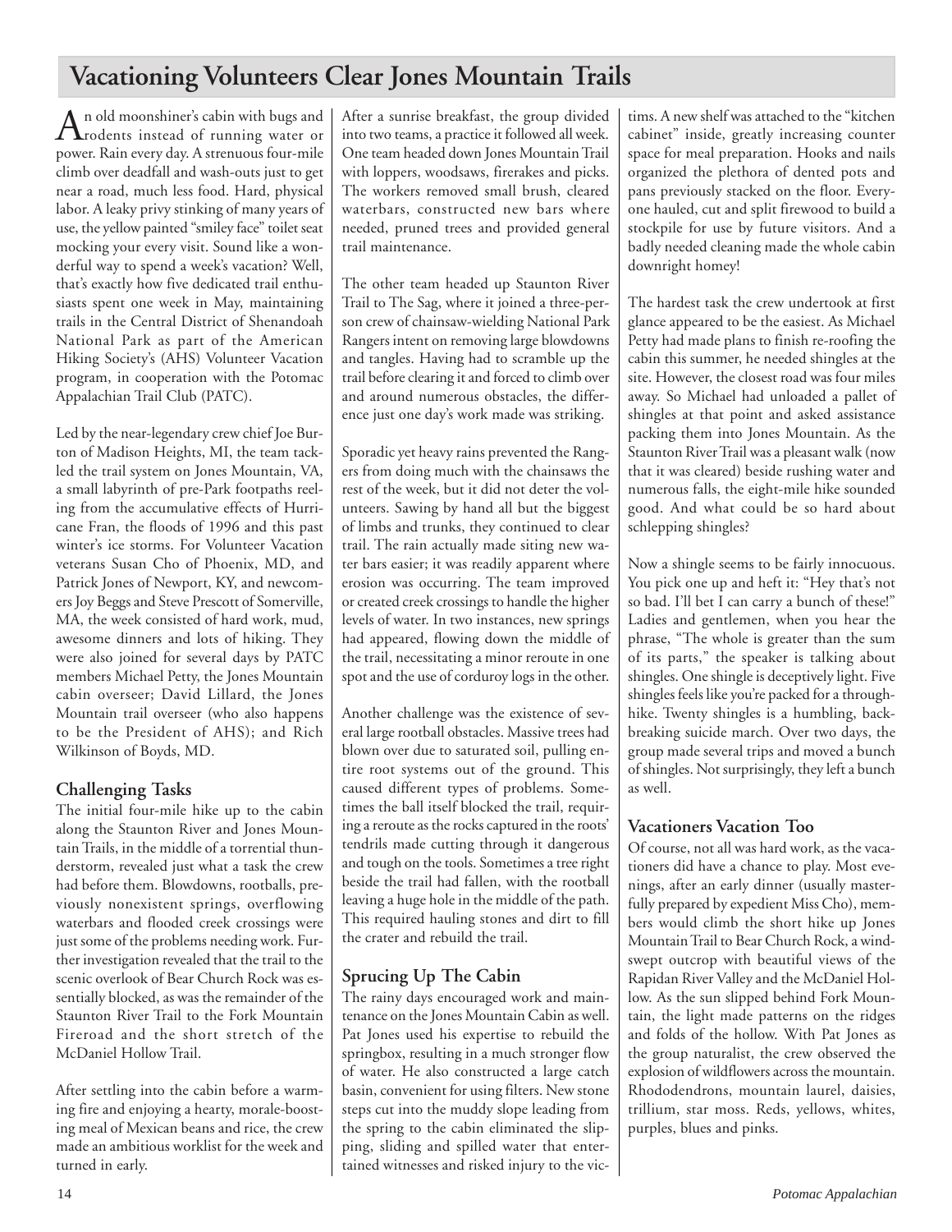# Vacationing Volunteers Clear Jones Mountain Trails

An old moonshiner's cabin with bugs and rodents instead of running water or power. Rain every day. A strenuous four-mile climb over deadfall and wash-outs just to get near a road, much less food. Hard, physical labor. A leaky privy stinking of many years of use, the yellow painted "smiley face" toilet seat mocking your every visit. Sound like a wonderful way to spend a week's vacation? Well, that's exactly how five dedicated trail enthusiasts spent one week in May, maintaining trails in the Central District of Shenandoah National Park as part of the American Hiking Society's (AHS) Volunteer Vacation program, in cooperation with the Potomac Appalachian Trail Club (PATC).

Led by the near-legendary crew chief Joe Burton of Madison Heights, MI, the team tackled the trail system on Jones Mountain, VA, a small labyrinth of pre-Park footpaths reeling from the accumulative effects of Hurricane Fran, the floods of 1996 and this past winter's ice storms. For Volunteer Vacation veterans Susan Cho of Phoenix, MD, and Patrick Jones of Newport, KY, and newcomers Joy Beggs and Steve Prescott of Somerville, MA, the week consisted of hard work, mud, awesome dinners and lots of hiking. They were also joined for several days by PATC members Michael Petty, the Jones Mountain cabin overseer; David Lillard, the Jones Mountain trail overseer (who also happens to be the President of AHS); and Rich Wilkinson of Boyds, MD.

## Challenging Tasks

The initial four-mile hike up to the cabin along the Staunton River and Jones Mountain Trails, in the middle of a torrential thunderstorm, revealed just what a task the crew had before them. Blowdowns, rootballs, previously nonexistent springs, overflowing waterbars and flooded creek crossings were just some of the problems needing work. Further investigation revealed that the trail to the scenic overlook of Bear Church Rock was essentially blocked, as was the remainder of the Staunton River Trail to the Fork Mountain Fireroad and the short stretch of the McDaniel Hollow Trail.

After settling into the cabin before a warming fire and enjoying a hearty, morale-boosting meal of Mexican beans and rice, the crew made an ambitious worklist for the week and turned in early.

After a sunrise breakfast, the group divided into two teams, a practice it followed all week. One team headed down Jones Mountain Trail with loppers, woodsaws, firerakes and picks. The workers removed small brush, cleared waterbars, constructed new bars where needed, pruned trees and provided general trail maintenance.

The other team headed up Staunton River Trail to The Sag, where it joined a three-person crew of chainsaw-wielding National Park Rangers intent on removing large blowdowns and tangles. Having had to scramble up the trail before clearing it and forced to climb over and around numerous obstacles, the difference just one day's work made was striking.

Sporadic yet heavy rains prevented the Rangers from doing much with the chainsaws the rest of the week, but it did not deter the volunteers. Sawing by hand all but the biggest of limbs and trunks, they continued to clear trail. The rain actually made siting new water bars easier; it was readily apparent where erosion was occurring. The team improved or created creek crossings to handle the higher levels of water. In two instances, new springs had appeared, flowing down the middle of the trail, necessitating a minor reroute in one spot and the use of corduroy logs in the other.

Another challenge was the existence of several large rootball obstacles. Massive trees had blown over due to saturated soil, pulling entire root systems out of the ground. This caused different types of problems. Sometimes the ball itself blocked the trail, requiring a reroute as the rocks captured in the roots' tendrils made cutting through it dangerous and tough on the tools. Sometimes a tree right beside the trail had fallen, with the rootball leaving a huge hole in the middle of the path. This required hauling stones and dirt to fill the crater and rebuild the trail.

## Sprucing Up The Cabin

The rainy days encouraged work and maintenance on the Jones Mountain Cabin as well. Pat Jones used his expertise to rebuild the springbox, resulting in a much stronger flow of water. He also constructed a large catch basin, convenient for using filters. New stone steps cut into the muddy slope leading from the spring to the cabin eliminated the slipping, sliding and spilled water that entertained witnesses and risked injury to the victims. A new shelf was attached to the "kitchen cabinet" inside, greatly increasing counter space for meal preparation. Hooks and nails organized the plethora of dented pots and pans previously stacked on the floor. Everyone hauled, cut and split firewood to build a stockpile for use by future visitors. And a badly needed cleaning made the whole cabin downright homey!

The hardest task the crew undertook at first glance appeared to be the easiest. As Michael Petty had made plans to finish re-roofing the cabin this summer, he needed shingles at the site. However, the closest road was four miles away. So Michael had unloaded a pallet of shingles at that point and asked assistance packing them into Jones Mountain. As the Staunton River Trail was a pleasant walk (now that it was cleared) beside rushing water and numerous falls, the eight-mile hike sounded good. And what could be so hard about schlepping shingles?

Now a shingle seems to be fairly innocuous. You pick one up and heft it: "Hey that's not so bad. I'll bet I can carry a bunch of these!" Ladies and gentlemen, when you hear the phrase, "The whole is greater than the sum of its parts," the speaker is talking about shingles. One shingle is deceptively light. Five shingles feels like you're packed for a through-hike. Twenty shingles is a humbling, back-breaking suicide march. Over two days, the group made several trips and moved a bunch of shingles. Not surprisingly, they left a bunch as well.

## Vacationers Vacation Too

Of course, not all was hard work, as the vacationers did have a chance to play. Most evenings, after an early dinner (usually masterfully prepared by expedient Miss Cho), members would climb the short hike up Jones Mountain Trail to Bear Church Rock, a windswept outcrop with beautiful views of the Rapidan River Valley and the McDaniel Hollow. As the sun slipped behind Fork Mountain, the light made patterns on the ridges and folds of the hollow. With Pat Jones as the group naturalist, the crew observed the explosion of wildflowers across the mountain. Rhododendrons, mountain laurel, daisies, trillium, star moss. Reds, yellows, whites, purples, blues and pinks.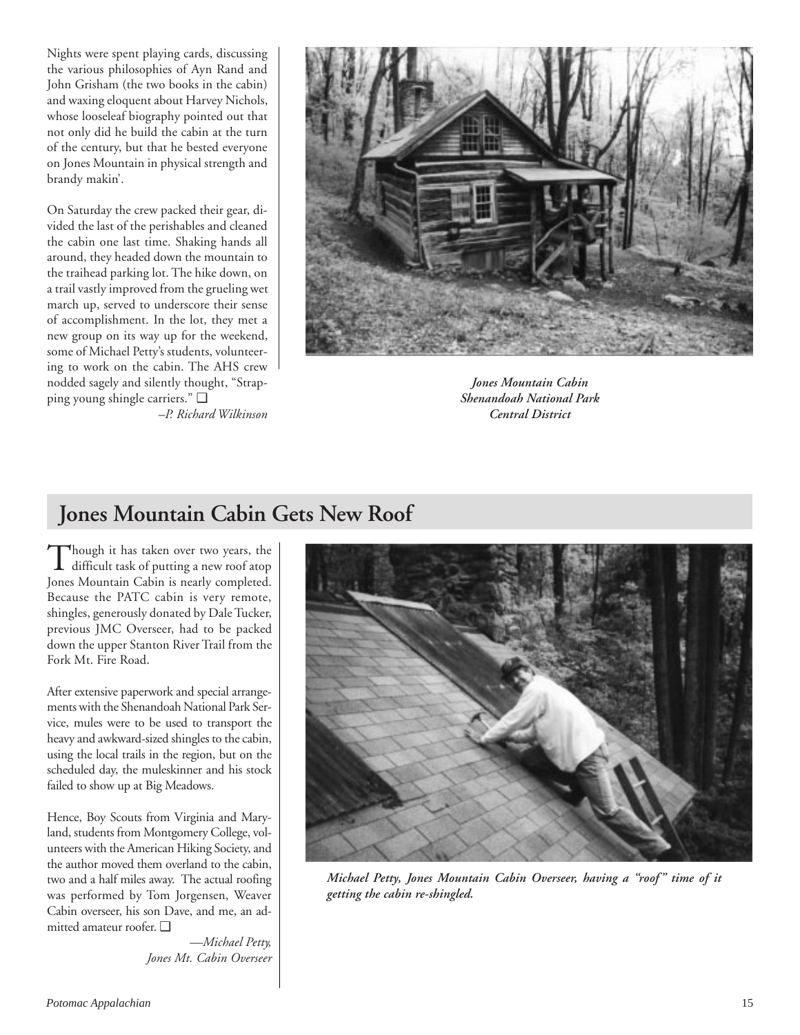Nights were spent playing cards, discussing the various philosophies of Ayn Rand and John Grisham (the two books in the cabin) and waxing eloquent about Harvey Nichols, whose looseleaf biography pointed out that not only did he build the cabin at the turn of the century, but that he bested everyone on Jones Mountain in physical strength and brandy makin'.

On Saturday the crew packed their gear, divided the last of the perishables and cleaned the cabin one last time. Shaking hands all around, they headed down the mountain to the traihead parking lot. The hike down, on a trail vastly improved from the grueling wet march up, served to underscore their sense of accomplishment. In the lot, they met a new group on its way up for the weekend, some of Michael Petty's students, volunteering to work on the cabin. The AHS crew nodded sagely and silently thought, "Strapping young shingle carriers." ❑

*–P. Richard Wilkinson*

***Jones Mountain Cabin***
***Shenandoah National Park***
***Central District***

## Jones Mountain Cabin Gets New Roof

Though it has taken over two years, the difficult task of putting a new roof atop Jones Mountain Cabin is nearly completed. Because the PATC cabin is very remote, shingles, generously donated by Dale Tucker, previous JMC Overseer, had to be packed down the upper Stanton River Trail from the Fork Mt. Fire Road.

After extensive paperwork and special arrangements with the Shenandoah National Park Service, mules were to be used to transport the heavy and awkward-sized shingles to the cabin, using the local trails in the region, but on the scheduled day, the muleskinner and his stock failed to show up at Big Meadows.

Hence, Boy Scouts from Virginia and Maryland, students from Montgomery College, volunteers with the American Hiking Society, and the author moved them overland to the cabin, two and a half miles away. The actual roofing was performed by Tom Jorgensen, Weaver Cabin overseer, his son Dave, and me, an admitted amateur roofer. ❑

*—Michael Petty,*
*Jones Mt. Cabin Overseer*

***Michael Petty, Jones Mountain Cabin Overseer, having a "roof" time of it getting the cabin re-shingled.***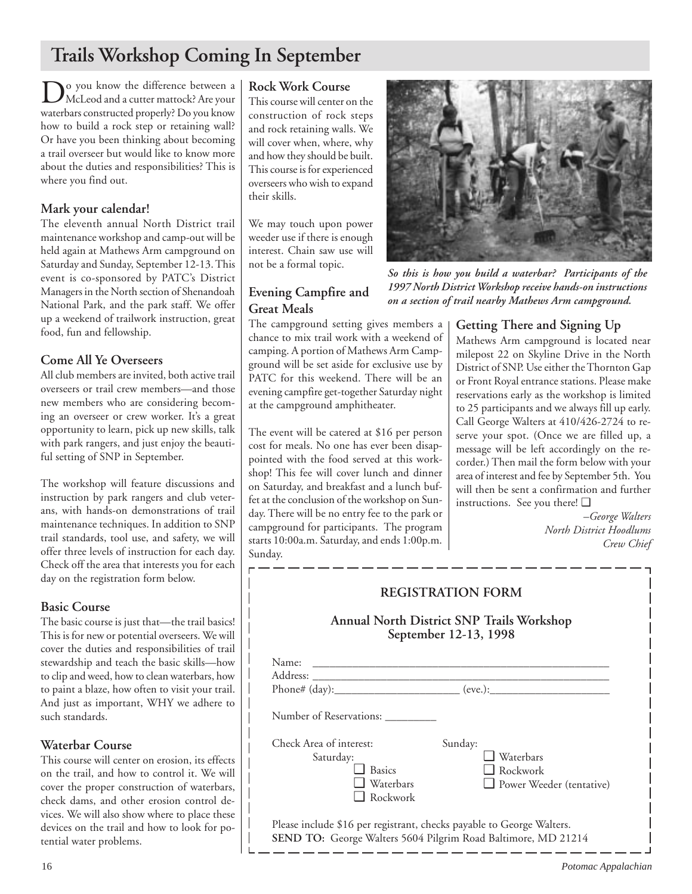# Trails Workshop Coming In September

Do you know the difference between a McLeod and a cutter mattock? Are your waterbars constructed properly? Do you know how to build a rock step or retaining wall? Or have you been thinking about becoming a trail overseer but would like to know more about the duties and responsibilities? This is where you find out.

### Mark your calendar!

The eleventh annual North District trail maintenance workshop and camp-out will be held again at Mathews Arm campground on Saturday and Sunday, September 12-13. This event is co-sponsored by PATC's District Managers in the North section of Shenandoah National Park, and the park staff. We offer up a weekend of trailwork instruction, great food, fun and fellowship.

### Come All Ye Overseers

All club members are invited, both active trail overseers or trail crew members—and those new members who are considering becoming an overseer or crew worker. It's a great opportunity to learn, pick up new skills, talk with park rangers, and just enjoy the beautiful setting of SNP in September.

The workshop will feature discussions and instruction by park rangers and club veterans, with hands-on demonstrations of trail maintenance techniques. In addition to SNP trail standards, tool use, and safety, we will offer three levels of instruction for each day. Check off the area that interests you for each day on the registration form below.

### Basic Course

The basic course is just that—the trail basics! This is for new or potential overseers. We will cover the duties and responsibilities of trail stewardship and teach the basic skills—how to clip and weed, how to clean waterbars, how to paint a blaze, how often to visit your trail. And just as important, WHY we adhere to such standards.

### Waterbar Course

This course will center on erosion, its effects on the trail, and how to control it. We will cover the proper construction of waterbars, check dams, and other erosion control devices. We will also show where to place these devices on the trail and how to look for potential water problems.

### Rock Work Course

This course will center on the construction of rock steps and rock retaining walls. We will cover when, where, why and how they should be built. This course is for experienced overseers who wish to expand their skills.

We may touch upon power weeder use if there is enough interest. Chain saw use will not be a formal topic.

### Evening Campfire and Great Meals

The campground setting gives members a chance to mix trail work with a weekend of camping. A portion of Mathews Arm Campground will be set aside for exclusive use by PATC for this weekend. There will be an evening campfire get-together Saturday night at the campground amphitheater.

The event will be catered at $16 per person cost for meals. No one has ever been disappointed with the food served at this workshop! This fee will cover lunch and dinner on Saturday, and breakfast and a lunch buffet at the conclusion of the workshop on Sunday. There will be no entry fee to the park or campground for participants. The program starts 10:00a.m. Saturday, and ends 1:00p.m. Sunday.

***So this is how you build a waterbar? Participants of the 1997 North District Workshop receive hands-on instructions on a section of trail nearby Mathews Arm campground.***

### Getting There and Signing Up

Mathews Arm campground is located near milepost 22 on Skyline Drive in the North District of SNP. Use either the Thornton Gap or Front Royal entrance stations. Please make reservations early as the workshop is limited to 25 participants and we always fill up early. Call George Walters at 410/426-2724 to reserve your spot. (Once we are filled up, a message will be left accordingly on the recorder.) Then mail the form below with your area of interest and fee by September 5th. You will then be sent a confirmation and further instructions. See you there! ❑

*–George Walters*
*North District Hoodlums*
*Crew Chief*

---

**REGISTRATION FORM**

**Annual North District SNP Trails Workshop**
**September 12-13, 1998**

Name: ______________________________________________

Address: ____________________________________________

Phone# (day):____________________ (eve.):____________________

Number of Reservations: _________

Check Area of interest:

Saturday:
- ❑ Basics
- ❑ Waterbars
- ❑ Rockwork

Sunday:
- ❑ Waterbars
- ❑ Rockwork
- ❑ Power Weeder (tentative)

Please include $16 per registrant, checks payable to George Walters.
**SEND TO:** George Walters 5604 Pilgrim Road Baltimore, MD 21214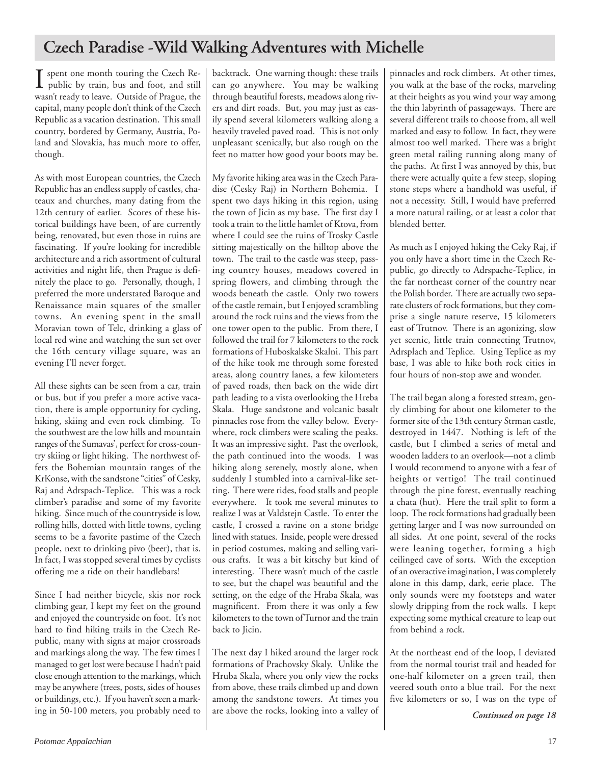# Czech Paradise -Wild Walking Adventures with Michelle

I spent one month touring the Czech Republic by train, bus and foot, and still wasn't ready to leave. Outside of Prague, the capital, many people don't think of the Czech Republic as a vacation destination. This small country, bordered by Germany, Austria, Poland and Slovakia, has much more to offer, though.

As with most European countries, the Czech Republic has an endless supply of castles, chateaux and churches, many dating from the 12th century of earlier. Scores of these historical buildings have been, of are currently being, renovated, but even those in ruins are fascinating. If you're looking for incredible architecture and a rich assortment of cultural activities and night life, then Prague is definitely the place to go. Personally, though, I preferred the more understated Baroque and Renaissance main squares of the smaller towns. An evening spent in the small Moravian town of Telc, drinking a glass of local red wine and watching the sun set over the 16th century village square, was an evening I'll never forget.

All these sights can be seen from a car, train or bus, but if you prefer a more active vacation, there is ample opportunity for cycling, hiking, skiing and even rock climbing. To the southwest are the low hills and mountain ranges of the Sumavas', perfect for cross-country skiing or light hiking. The northwest offers the Bohemian mountain ranges of the KrKonse, with the sandstone "cities" of Cesky, Raj and Adrspach-Teplice. This was a rock climber's paradise and some of my favorite hiking. Since much of the countryside is low, rolling hills, dotted with little towns, cycling seems to be a favorite pastime of the Czech people, next to drinking pivo (beer), that is. In fact, I was stopped several times by cyclists offering me a ride on their handlebars!

Since I had neither bicycle, skis nor rock climbing gear, I kept my feet on the ground and enjoyed the countryside on foot. It's not hard to find hiking trails in the Czech Republic, many with signs at major crossroads and markings along the way. The few times I managed to get lost were because I hadn't paid close enough attention to the markings, which may be anywhere (trees, posts, sides of houses or buildings, etc.). If you haven't seen a marking in 50-100 meters, you probably need to backtrack. One warning though: these trails can go anywhere. You may be walking through beautiful forests, meadows along rivers and dirt roads. But, you may just as easily spend several kilometers walking along a heavily traveled paved road. This is not only unpleasant scenically, but also rough on the feet no matter how good your boots may be.

My favorite hiking area was in the Czech Paradise (Cesky Raj) in Northern Bohemia. I spent two days hiking in this region, using the town of Jicin as my base. The first day I took a train to the little hamlet of Ktova, from where I could see the ruins of Trosky Castle sitting majestically on the hilltop above the town. The trail to the castle was steep, passing country houses, meadows covered in spring flowers, and climbing through the woods beneath the castle. Only two towers of the castle remain, but I enjoyed scrambling around the rock ruins and the views from the one tower open to the public. From there, I followed the trail for 7 kilometers to the rock formations of Huboskalske Skalni. This part of the hike took me through some forested areas, along country lanes, a few kilometers of paved roads, then back on the wide dirt path leading to a vista overlooking the Hreba Skala. Huge sandstone and volcanic basalt pinnacles rose from the valley below. Everywhere, rock climbers were scaling the peaks. It was an impressive sight. Past the overlook, the path continued into the woods. I was hiking along serenely, mostly alone, when suddenly I stumbled into a carnival-like setting. There were rides, food stalls and people everywhere. It took me several minutes to realize I was at Valdstejn Castle. To enter the castle, I crossed a ravine on a stone bridge lined with statues. Inside, people were dressed in period costumes, making and selling various crafts. It was a bit kitschy but kind of interesting. There wasn't much of the castle to see, but the chapel was beautiful and the setting, on the edge of the Hraba Skala, was magnificent. From there it was only a few kilometers to the town of Turnor and the train back to Jicin.

The next day I hiked around the larger rock formations of Prachovsky Skaly. Unlike the Hruba Skala, where you only view the rocks from above, these trails climbed up and down among the sandstone towers. At times you are above the rocks, looking into a valley of pinnacles and rock climbers. At other times, you walk at the base of the rocks, marveling at their heights as you wind your way among the thin labyrinth of passageways. There are several different trails to choose from, all well marked and easy to follow. In fact, they were almost too well marked. There was a bright green metal railing running along many of the paths. At first I was annoyed by this, but there were actually quite a few steep, sloping stone steps where a handhold was useful, if not a necessity. Still, I would have preferred a more natural railing, or at least a color that blended better.

As much as I enjoyed hiking the Ceky Raj, if you only have a short time in the Czech Republic, go directly to Adrspache-Teplice, in the far northeast corner of the country near the Polish border. There are actually two separate clusters of rock formations, but they comprise a single nature reserve, 15 kilometers east of Trutnov. There is an agonizing, slow yet scenic, little train connecting Trutnov, Adrsplach and Teplice. Using Teplice as my base, I was able to hike both rock cities in four hours of non-stop awe and wonder.

The trail began along a forested stream, gently climbing for about one kilometer to the former site of the 13th century Strman castle, destroyed in 1447. Nothing is left of the castle, but I climbed a series of metal and wooden ladders to an overlook—not a climb I would recommend to anyone with a fear of heights or vertigo! The trail continued through the pine forest, eventually reaching a chata (hut). Here the trail split to form a loop. The rock formations had gradually been getting larger and I was now surrounded on all sides. At one point, several of the rocks were leaning together, forming a high ceilinged cave of sorts. With the exception of an overactive imagination, I was completely alone in this damp, dark, eerie place. The only sounds were my footsteps and water slowly dripping from the rock walls. I kept expecting some mythical creature to leap out from behind a rock.

At the northeast end of the loop, I deviated from the normal tourist trail and headed for one-half kilometer on a green trail, then veered south onto a blue trail. For the next five kilometers or so, I was on the type of

*Continued on page 18*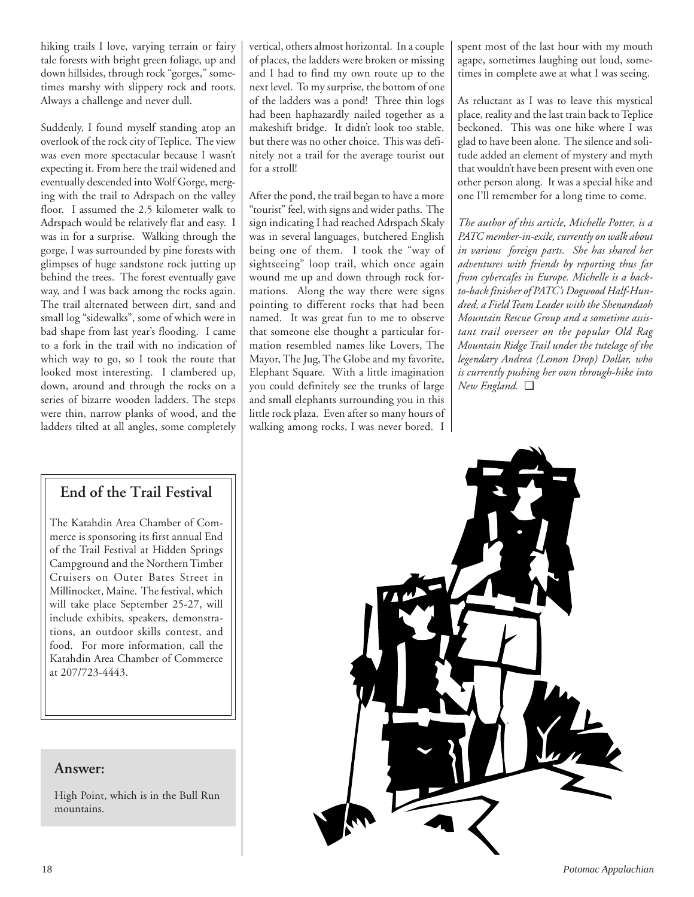hiking trails I love, varying terrain or fairy tale forests with bright green foliage, up and down hillsides, through rock "gorges," sometimes marshy with slippery rock and roots. Always a challenge and never dull.

Suddenly, I found myself standing atop an overlook of the rock city of Teplice. The view was even more spectacular because I wasn't expecting it. From here the trail widened and eventually descended into Wolf Gorge, merging with the trail to Adrspach on the valley floor. I assumed the 2.5 kilometer walk to Adrspach would be relatively flat and easy. I was in for a surprise. Walking through the gorge, I was surrounded by pine forests with glimpses of huge sandstone rock jutting up behind the trees. The forest eventually gave way, and I was back among the rocks again. The trail alternated between dirt, sand and small log "sidewalks", some of which were in bad shape from last year's flooding. I came to a fork in the trail with no indication of which way to go, so I took the route that looked most interesting. I clambered up, down, around and through the rocks on a series of bizarre wooden ladders. The steps were thin, narrow planks of wood, and the ladders tilted at all angles, some completely vertical, others almost horizontal. In a couple of places, the ladders were broken or missing and I had to find my own route up to the next level. To my surprise, the bottom of one of the ladders was a pond! Three thin logs had been haphazardly nailed together as a makeshift bridge. It didn't look too stable, but there was no other choice. This was definitely not a trail for the average tourist out for a stroll!

After the pond, the trail began to have a more "tourist" feel, with signs and wider paths. The sign indicating I had reached Adrspach Skaly was in several languages, butchered English being one of them. I took the "way of sightseeing" loop trail, which once again wound me up and down through rock formations. Along the way there were signs pointing to different rocks that had been named. It was great fun to me to observe that someone else thought a particular formation resembled names like Lovers, The Mayor, The Jug, The Globe and my favorite, Elephant Square. With a little imagination you could definitely see the trunks of large and small elephants surrounding you in this little rock plaza. Even after so many hours of walking among rocks, I was never bored. I spent most of the last hour with my mouth agape, sometimes laughing out loud, sometimes in complete awe at what I was seeing.

As reluctant as I was to leave this mystical place, reality and the last train back to Teplice beckoned. This was one hike where I was glad to have been alone. The silence and solitude added an element of mystery and myth that wouldn't have been present with even one other person along. It was a special hike and one I'll remember for a long time to come.

*The author of this article, Michelle Potter, is a PATC member-in-exile, currently on walk about in various foreign parts. She has shared her adventures with friends by reporting thus far from cybercafes in Europe. Michelle is a back-to-back finisher of PATC's Dogwood Half-Hundred, a Field Team Leader with the Shenandaoh Mountain Rescue Group and a sometime assistant trail overseer on the popular Old Rag Mountain Ridge Trail under the tutelage of the legendary Andrea (Lemon Drop) Dollar, who is currently pushing her own through-hike into New England.* ❑

## End of the Trail Festival

The Katahdin Area Chamber of Commerce is sponsoring its first annual End of the Trail Festival at Hidden Springs Campground and the Northern Timber Cruisers on Outer Bates Street in Millinocket, Maine. The festival, which will take place September 25-27, will include exhibits, speakers, demonstrations, an outdoor skills contest, and food. For more information, call the Katahdin Area Chamber of Commerce at 207/723-4443.

## Answer:

High Point, which is in the Bull Run mountains.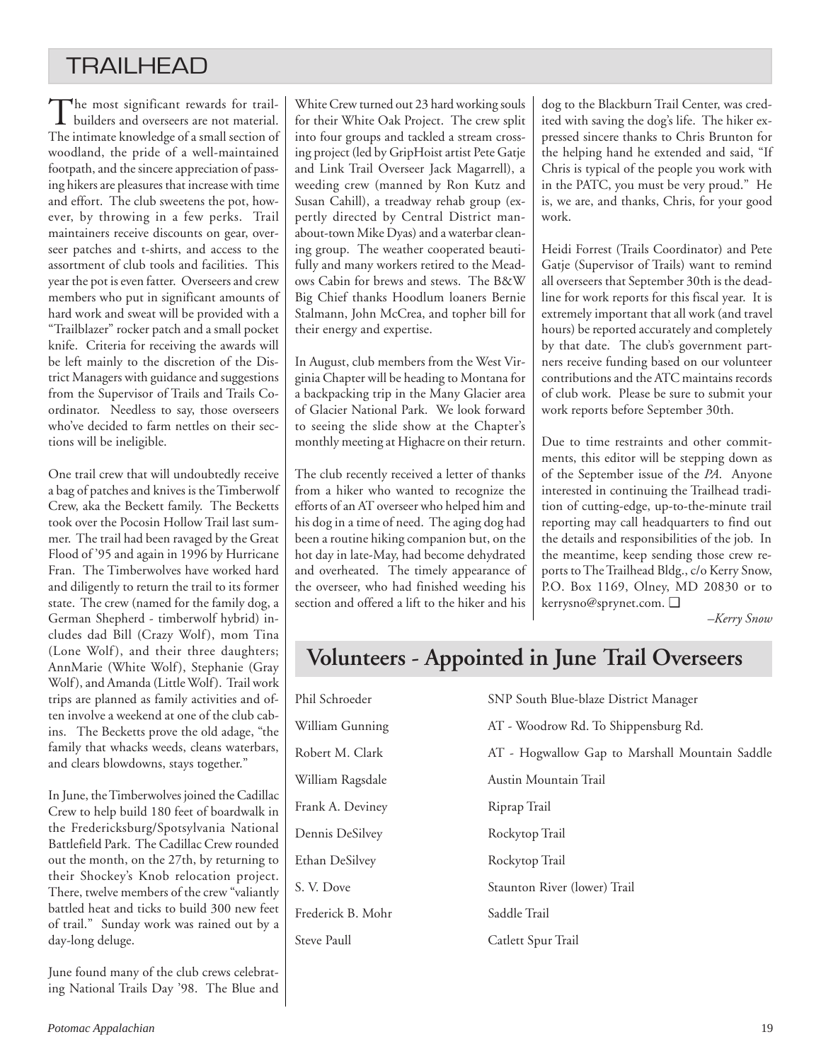# TRAILHEAD

The most significant rewards for trail-builders and overseers are not material. The intimate knowledge of a small section of woodland, the pride of a well-maintained footpath, and the sincere appreciation of passing hikers are pleasures that increase with time and effort. The club sweetens the pot, however, by throwing in a few perks. Trail maintainers receive discounts on gear, overseer patches and t-shirts, and access to the assortment of club tools and facilities. This year the pot is even fatter. Overseers and crew members who put in significant amounts of hard work and sweat will be provided with a "Trailblazer" rocker patch and a small pocket knife. Criteria for receiving the awards will be left mainly to the discretion of the District Managers with guidance and suggestions from the Supervisor of Trails and Trails Coordinator. Needless to say, those overseers who've decided to farm nettles on their sections will be ineligible.

One trail crew that will undoubtedly receive a bag of patches and knives is the Timberwolf Crew, aka the Beckett family. The Becketts took over the Pocosin Hollow Trail last summer. The trail had been ravaged by the Great Flood of '95 and again in 1996 by Hurricane Fran. The Timberwolves have worked hard and diligently to return the trail to its former state. The crew (named for the family dog, a German Shepherd - timberwolf hybrid) includes dad Bill (Crazy Wolf), mom Tina (Lone Wolf), and their three daughters; AnnMarie (White Wolf), Stephanie (Gray Wolf), and Amanda (Little Wolf). Trail work trips are planned as family activities and often involve a weekend at one of the club cabins. The Becketts prove the old adage, "the family that whacks weeds, cleans waterbars, and clears blowdowns, stays together."

In June, the Timberwolves joined the Cadillac Crew to help build 180 feet of boardwalk in the Fredericksburg/Spotsylvania National Battlefield Park. The Cadillac Crew rounded out the month, on the 27th, by returning to their Shockey's Knob relocation project. There, twelve members of the crew "valiantly battled heat and ticks to build 300 new feet of trail." Sunday work was rained out by a day-long deluge.

June found many of the club crews celebrating National Trails Day '98. The Blue and White Crew turned out 23 hard working souls for their White Oak Project. The crew split into four groups and tackled a stream crossing project (led by GripHoist artist Pete Gatje and Link Trail Overseer Jack Magarrell), a weeding crew (manned by Ron Kutz and Susan Cahill), a treadway rehab group (expertly directed by Central District man-about-town Mike Dyas) and a waterbar cleaning group. The weather cooperated beautifully and many workers retired to the Meadows Cabin for brews and stews. The B&W Big Chief thanks Hoodlum loaners Bernie Stalmann, John McCrea, and topher bill for their energy and expertise.

In August, club members from the West Virginia Chapter will be heading to Montana for a backpacking trip in the Many Glacier area of Glacier National Park. We look forward to seeing the slide show at the Chapter's monthly meeting at Highacre on their return.

The club recently received a letter of thanks from a hiker who wanted to recognize the efforts of an AT overseer who helped him and his dog in a time of need. The aging dog had been a routine hiking companion but, on the hot day in late-May, had become dehydrated and overheated. The timely appearance of the overseer, who had finished weeding his section and offered a lift to the hiker and his dog to the Blackburn Trail Center, was credited with saving the dog's life. The hiker expressed sincere thanks to Chris Brunton for the helping hand he extended and said, "If Chris is typical of the people you work with in the PATC, you must be very proud." He is, we are, and thanks, Chris, for your good work.

Heidi Forrest (Trails Coordinator) and Pete Gatje (Supervisor of Trails) want to remind all overseers that September 30th is the deadline for work reports for this fiscal year. It is extremely important that all work (and travel hours) be reported accurately and completely by that date. The club's government partners receive funding based on our volunteer contributions and the ATC maintains records of club work. Please be sure to submit your work reports before September 30th.

Due to time restraints and other commitments, this editor will be stepping down as of the September issue of the *PA*. Anyone interested in continuing the Trailhead tradition of cutting-edge, up-to-the-minute trail reporting may call headquarters to find out the details and responsibilities of the job. In the meantime, keep sending those crew reports to The Trailhead Bldg., c/o Kerry Snow, P.O. Box 1169, Olney, MD 20830 or to kerrysno@sprynet.com. ❑

*–Kerry Snow*

## Volunteers - Appointed in June Trail Overseers

| | |
|---|---|
| Phil Schroeder | SNP South Blue-blaze District Manager |
| William Gunning | AT - Woodrow Rd. To Shippensburg Rd. |
| Robert M. Clark | AT - Hogwallow Gap to Marshall Mountain Saddle |
| William Ragsdale | Austin Mountain Trail |
| Frank A. Deviney | Riprap Trail |
| Dennis DeSilvey | Rockytop Trail |
| Ethan DeSilvey | Rockytop Trail |
| S. V. Dove | Staunton River (lower) Trail |
| Frederick B. Mohr | Saddle Trail |
| Steve Paull | Catlett Spur Trail |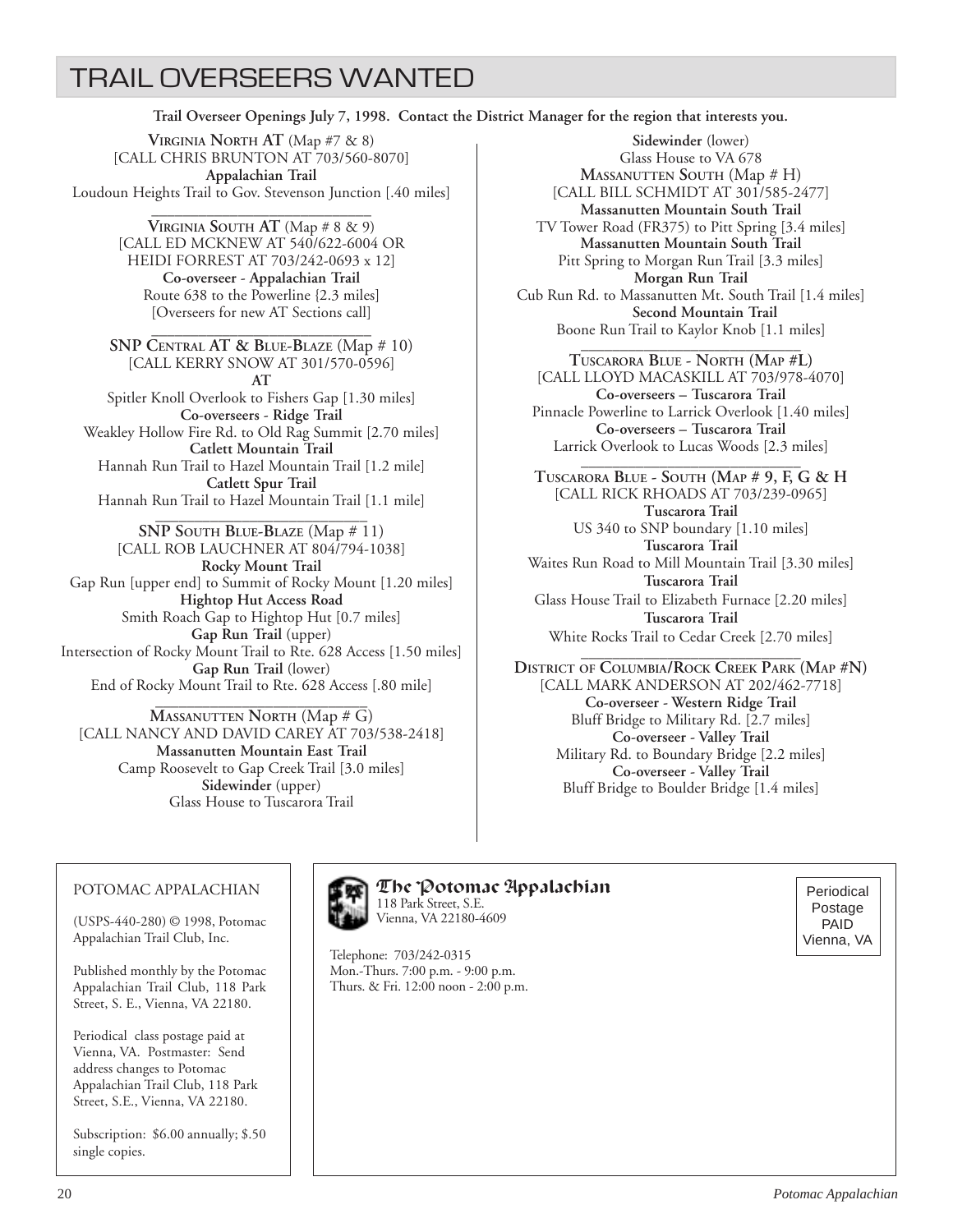# TRAIL OVERSEERS WANTED

**Trail Overseer Openings July 7, 1998. Contact the District Manager for the region that interests you.**

**VIRGINIA NORTH AT** (Map #7 & 8)
[CALL CHRIS BRUNTON AT 703/560-8070]
**Appalachian Trail**
Loudoun Heights Trail to Gov. Stevenson Junction [.40 miles]

**VIRGINIA SOUTH AT** (Map # 8 & 9)
[CALL ED MCKNEW AT 540/622-6004 OR HEIDI FORREST AT 703/242-0693 x 12]
**Co-overseer - Appalachian Trail**
Route 638 to the Powerline {2.3 miles]
[Overseers for new AT Sections call]

**SNP CENTRAL AT & BLUE-BLAZE** (Map # 10)
[CALL KERRY SNOW AT 301/570-0596]
**AT**
Spitler Knoll Overlook to Fishers Gap [1.30 miles]
**Co-overseers - Ridge Trail**
Weakley Hollow Fire Rd. to Old Rag Summit [2.70 miles]
**Catlett Mountain Trail**
Hannah Run Trail to Hazel Mountain Trail [1.2 mile]
**Catlett Spur Trail**
Hannah Run Trail to Hazel Mountain Trail [1.1 mile]

**SNP SOUTH BLUE-BLAZE** (Map # 11)
[CALL ROB LAUCHNER AT 804/794-1038]
**Rocky Mount Trail**
Gap Run [upper end] to Summit of Rocky Mount [1.20 miles]
**Hightop Hut Access Road**
Smith Roach Gap to Hightop Hut [0.7 miles]
**Gap Run Trail** (upper)
Intersection of Rocky Mount Trail to Rte. 628 Access [1.50 miles]
**Gap Run Trail** (lower)
End of Rocky Mount Trail to Rte. 628 Access [.80 mile]

**MASSANUTTEN NORTH** (Map # G)
[CALL NANCY AND DAVID CAREY AT 703/538-2418]
**Massanutten Mountain East Trail**
Camp Roosevelt to Gap Creek Trail [3.0 miles]
**Sidewinder** (upper)
Glass House to Tuscarora Trail
**Sidewinder** (lower)
Glass House to VA 678

**MASSANUTTEN SOUTH** (Map # H)
[CALL BILL SCHMIDT AT 301/585-2477]
**Massanutten Mountain South Trail**
TV Tower Road (FR375) to Pitt Spring [3.4 miles]
**Massanutten Mountain South Trail**
Pitt Spring to Morgan Run Trail [3.3 miles]
**Morgan Run Trail**
Cub Run Rd. to Massanutten Mt. South Trail [1.4 miles]
**Second Mountain Trail**
Boone Run Trail to Kaylor Knob [1.1 miles]

**TUSCARORA BLUE - NORTH (MAP #L)**
[CALL LLOYD MACASKILL AT 703/978-4070]
**Co-overseers – Tuscarora Trail**
Pinnacle Powerline to Larrick Overlook [1.40 miles]
**Co-overseers – Tuscarora Trail**
Larrick Overlook to Lucas Woods [2.3 miles]

**TUSCARORA BLUE - SOUTH (MAP # 9, F, G & H**
[CALL RICK RHOADS AT 703/239-0965]
**Tuscarora Trail**
US 340 to SNP boundary [1.10 miles]
**Tuscarora Trail**
Waites Run Road to Mill Mountain Trail [3.30 miles]
**Tuscarora Trail**
Glass House Trail to Elizabeth Furnace [2.20 miles]
**Tuscarora Trail**
White Rocks Trail to Cedar Creek [2.70 miles]

**DISTRICT OF COLUMBIA/ROCK CREEK PARK (MAP #N)**
[CALL MARK ANDERSON AT 202/462-7718]
**Co-overseer - Western Ridge Trail**
Bluff Bridge to Military Rd. [2.7 miles]
**Co-overseer - Valley Trail**
Military Rd. to Boundary Bridge [2.2 miles]
**Co-overseer - Valley Trail**
Bluff Bridge to Boulder Bridge [1.4 miles]

---

POTOMAC APPALACHIAN

(USPS-440-280) © 1998, Potomac Appalachian Trail Club, Inc.

Published monthly by the Potomac Appalachian Trail Club, 118 Park Street, S. E., Vienna, VA 22180.

Periodical class postage paid at Vienna, VA. Postmaster: Send address changes to Potomac Appalachian Trail Club, 118 Park Street, S.E., Vienna, VA 22180.

Subscription: $6.00 annually; $.50 single copies.

---

**The Potomac Appalachian**
118 Park Street, S.E.
Vienna, VA 22180-4609

Telephone: 703/242-0315
Mon.-Thurs. 7:00 p.m. - 9:00 p.m.
Thurs. & Fri. 12:00 noon - 2:00 p.m.

Periodical
Postage
PAID
Vienna, VA